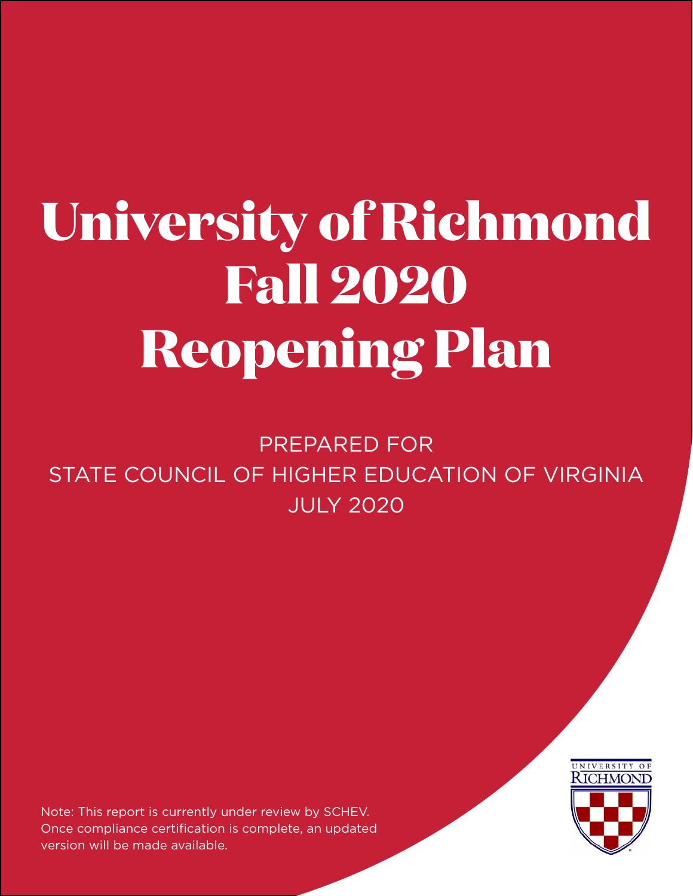# University of Richmond Fall 2020 Reopening Plan

PREPARED FOR
STATE COUNCIL OF HIGHER EDUCATION OF VIRGINIA
JULY 2020

Note: This report is currently under review by SCHEV. Once compliance certification is complete, an updated version will be made available.

UNIVERSITY OF RICHMOND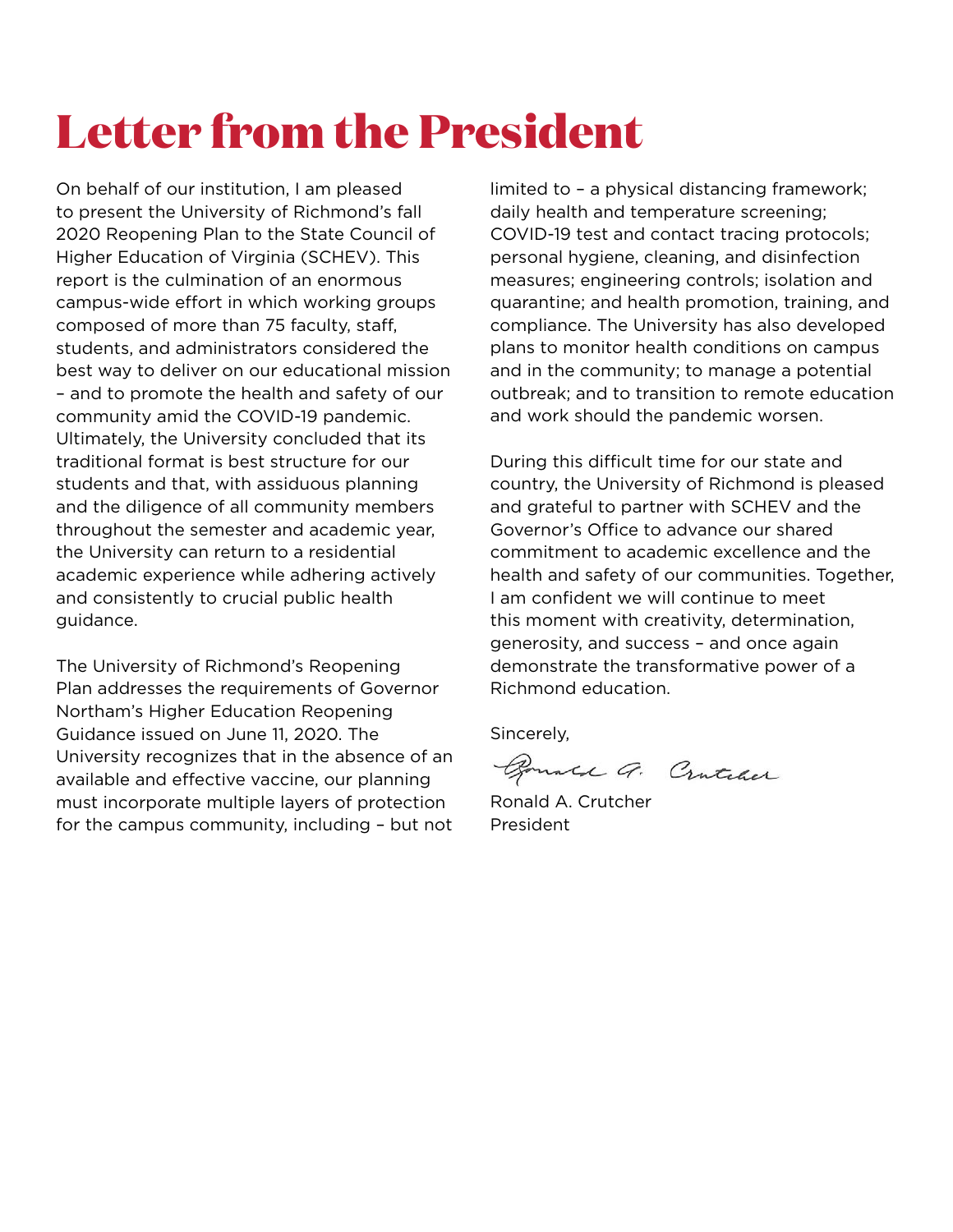# Letter from the President

On behalf of our institution, I am pleased to present the University of Richmond's fall 2020 Reopening Plan to the State Council of Higher Education of Virginia (SCHEV). This report is the culmination of an enormous campus-wide effort in which working groups composed of more than 75 faculty, staff, students, and administrators considered the best way to deliver on our educational mission – and to promote the health and safety of our community amid the COVID-19 pandemic. Ultimately, the University concluded that its traditional format is best structure for our students and that, with assiduous planning and the diligence of all community members throughout the semester and academic year, the University can return to a residential academic experience while adhering actively and consistently to crucial public health guidance.

The University of Richmond's Reopening Plan addresses the requirements of Governor Northam's Higher Education Reopening Guidance issued on June 11, 2020. The University recognizes that in the absence of an available and effective vaccine, our planning must incorporate multiple layers of protection for the campus community, including – but not limited to – a physical distancing framework; daily health and temperature screening; COVID-19 test and contact tracing protocols; personal hygiene, cleaning, and disinfection measures; engineering controls; isolation and quarantine; and health promotion, training, and compliance. The University has also developed plans to monitor health conditions on campus and in the community; to manage a potential outbreak; and to transition to remote education and work should the pandemic worsen.

During this difficult time for our state and country, the University of Richmond is pleased and grateful to partner with SCHEV and the Governor's Office to advance our shared commitment to academic excellence and the health and safety of our communities. Together, I am confident we will continue to meet this moment with creativity, determination, generosity, and success – and once again demonstrate the transformative power of a Richmond education.

Sincerely,

Ronald A. Crutcher
President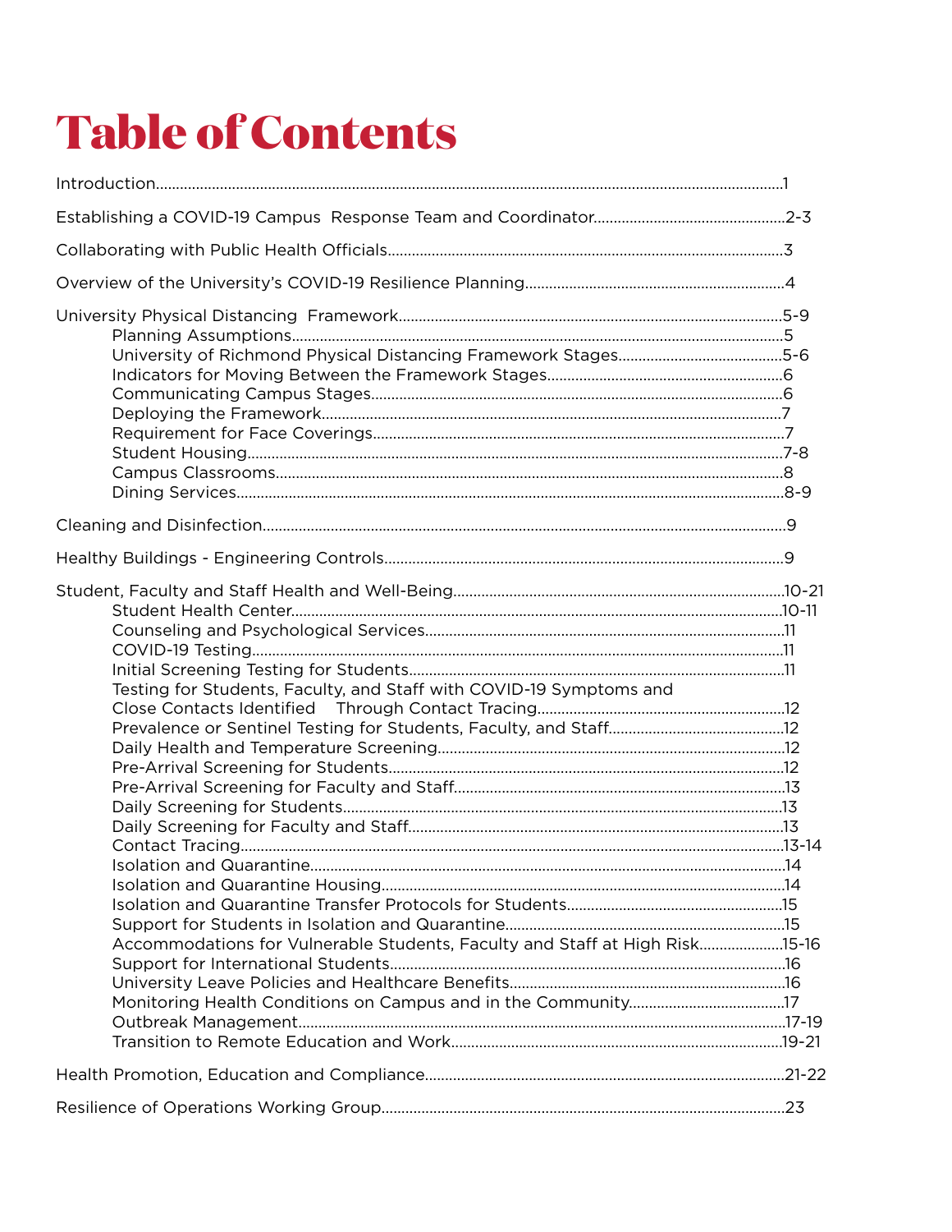# Table of Contents

Introduction....................................................................................................................................1

Establishing a COVID-19 Campus Response Team and Coordinator...............................................2-3

Collaborating with Public Health Officials.................................................................................3

Overview of the University's COVID-19 Resilience Planning................................................................4

University Physical Distancing Framework..............................................................................5-9
- Planning Assumptions.......................................................................................................5
- University of Richmond Physical Distancing Framework Stages........................................5-6
- Indicators for Moving Between the Framework Stages..........................................................6
- Communicating Campus Stages..................................................................................6
- Deploying the Framework..........................................................................................7
- Requirement for Face Coverings..................................................................................7
- Student Housing.......................................................................................................7-8
- Campus Classrooms.....................................................................................................8
- Dining Services..........................................................................................................8-9

Cleaning and Disinfection.........................................................................................................9

Healthy Buildings - Engineering Controls.....................................................................................9

Student, Faculty and Staff Health and Well-Being.................................................................10-21
- Student Health Center.................................................................................................10-11
- Counseling and Psychological Services.............................................................................11
- COVID-19 Testing..........................................................................................................11
- Initial Screening Testing for Students.................................................................................11
- Testing for Students, Faculty, and Staff with COVID-19 Symptoms and Close Contacts Identified Through Contact Tracing.............................................................12
- Prevalence or Sentinel Testing for Students, Faculty, and Staff...........................................12
- Daily Health and Temperature Screening.............................................................................12
- Pre-Arrival Screening for Students...................................................................................12
- Pre-Arrival Screening for Faculty and Staff..........................................................................13
- Daily Screening for Students..........................................................................................13
- Daily Screening for Faculty and Staff..................................................................................13
- Contact Tracing.........................................................................................................13-14
- Isolation and Quarantine...............................................................................................14
- Isolation and Quarantine Housing...................................................................................14
- Isolation and Quarantine Transfer Protocols for Students.....................................................15
- Support for Students in Isolation and Quarantine....................................................................15
- Accommodations for Vulnerable Students, Faculty and Staff at High Risk.....................15-16
- Support for International Students.................................................................................16
- University Leave Policies and Healthcare Benefits..................................................................16
- Monitoring Health Conditions on Campus and in the Community......................................17
- Outbreak Management...............................................................................................17-19
- Transition to Remote Education and Work.................................................................19-21

Health Promotion, Education and Compliance.....................................................................21-22

Resilience of Operations Working Group...................................................................................23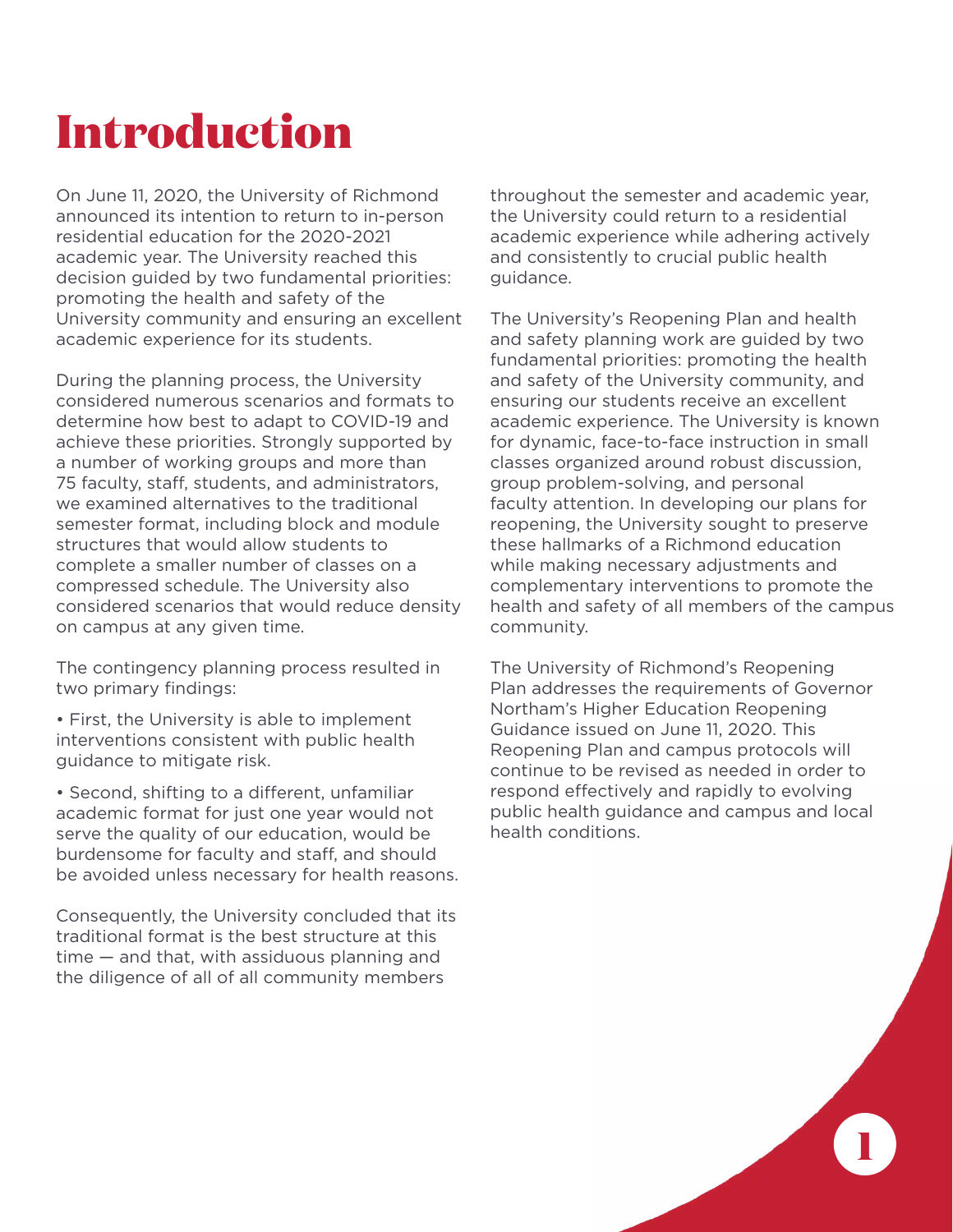# Introduction

On June 11, 2020, the University of Richmond announced its intention to return to in-person residential education for the 2020-2021 academic year. The University reached this decision guided by two fundamental priorities: promoting the health and safety of the University community and ensuring an excellent academic experience for its students.

During the planning process, the University considered numerous scenarios and formats to determine how best to adapt to COVID-19 and achieve these priorities. Strongly supported by a number of working groups and more than 75 faculty, staff, students, and administrators, we examined alternatives to the traditional semester format, including block and module structures that would allow students to complete a smaller number of classes on a compressed schedule. The University also considered scenarios that would reduce density on campus at any given time.

The contingency planning process resulted in two primary findings:

- First, the University is able to implement interventions consistent with public health guidance to mitigate risk.
- Second, shifting to a different, unfamiliar academic format for just one year would not serve the quality of our education, would be burdensome for faculty and staff, and should be avoided unless necessary for health reasons.

Consequently, the University concluded that its traditional format is the best structure at this time — and that, with assiduous planning and the diligence of all of all community members throughout the semester and academic year, the University could return to a residential academic experience while adhering actively and consistently to crucial public health guidance.

The University's Reopening Plan and health and safety planning work are guided by two fundamental priorities: promoting the health and safety of the University community, and ensuring our students receive an excellent academic experience. The University is known for dynamic, face-to-face instruction in small classes organized around robust discussion, group problem-solving, and personal faculty attention. In developing our plans for reopening, the University sought to preserve these hallmarks of a Richmond education while making necessary adjustments and complementary interventions to promote the health and safety of all members of the campus community.

The University of Richmond's Reopening Plan addresses the requirements of Governor Northam's Higher Education Reopening Guidance issued on June 11, 2020. This Reopening Plan and campus protocols will continue to be revised as needed in order to respond effectively and rapidly to evolving public health guidance and campus and local health conditions.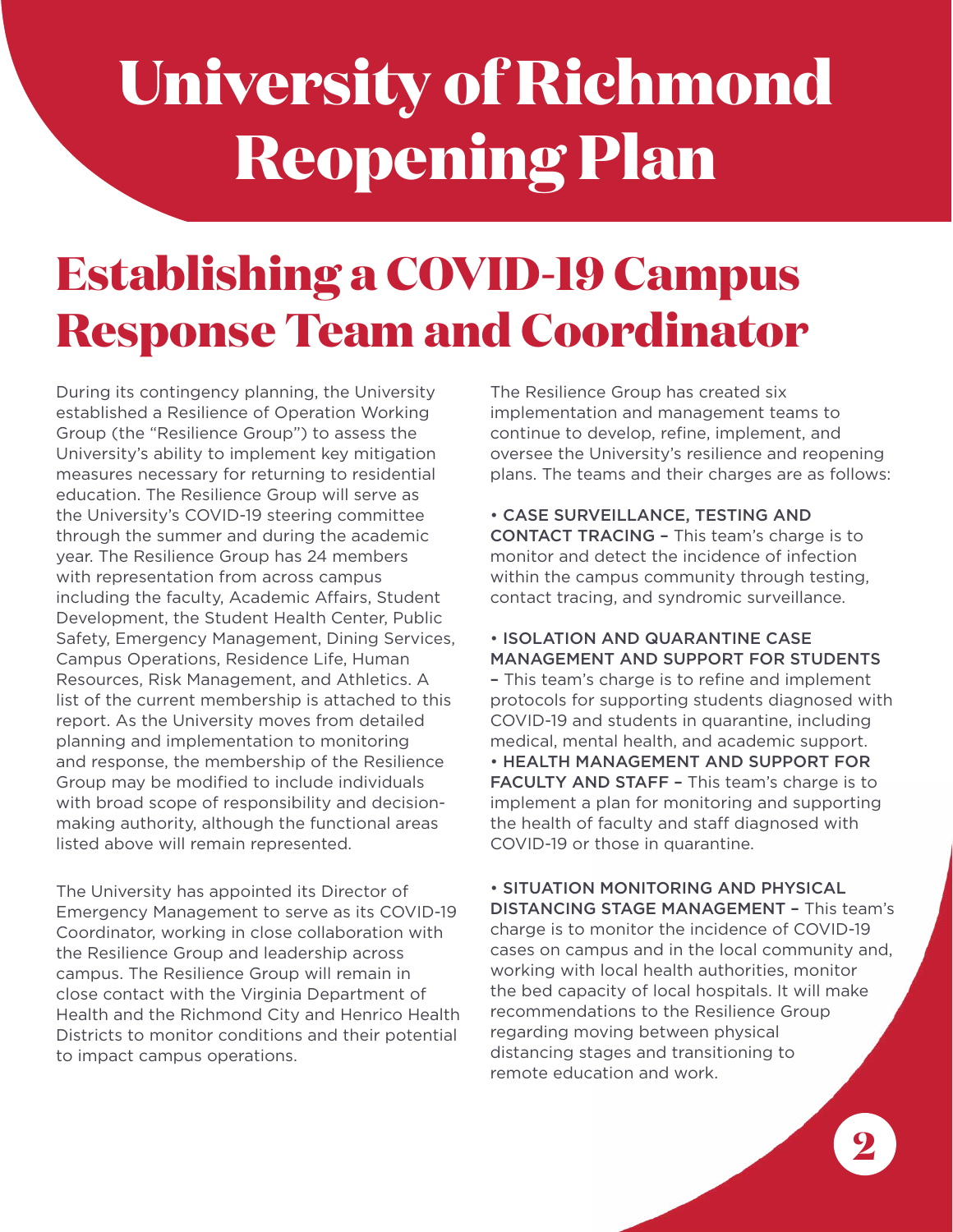# University of Richmond Reopening Plan

## Establishing a COVID-19 Campus Response Team and Coordinator

During its contingency planning, the University established a Resilience of Operation Working Group (the "Resilience Group") to assess the University's ability to implement key mitigation measures necessary for returning to residential education. The Resilience Group will serve as the University's COVID-19 steering committee through the summer and during the academic year. The Resilience Group has 24 members with representation from across campus including the faculty, Academic Affairs, Student Development, the Student Health Center, Public Safety, Emergency Management, Dining Services, Campus Operations, Residence Life, Human Resources, Risk Management, and Athletics. A list of the current membership is attached to this report. As the University moves from detailed planning and implementation to monitoring and response, the membership of the Resilience Group may be modified to include individuals with broad scope of responsibility and decision-making authority, although the functional areas listed above will remain represented.

The University has appointed its Director of Emergency Management to serve as its COVID-19 Coordinator, working in close collaboration with the Resilience Group and leadership across campus. The Resilience Group will remain in close contact with the Virginia Department of Health and the Richmond City and Henrico Health Districts to monitor conditions and their potential to impact campus operations.

The Resilience Group has created six implementation and management teams to continue to develop, refine, implement, and oversee the University's resilience and reopening plans. The teams and their charges are as follows:

- **CASE SURVEILLANCE, TESTING AND CONTACT TRACING –** This team's charge is to monitor and detect the incidence of infection within the campus community through testing, contact tracing, and syndromic surveillance.

- **ISOLATION AND QUARANTINE CASE MANAGEMENT AND SUPPORT FOR STUDENTS –** This team's charge is to refine and implement protocols for supporting students diagnosed with COVID-19 and students in quarantine, including medical, mental health, and academic support.
- **HEALTH MANAGEMENT AND SUPPORT FOR FACULTY AND STAFF –** This team's charge is to implement a plan for monitoring and supporting the health of faculty and staff diagnosed with COVID-19 or those in quarantine.

- **SITUATION MONITORING AND PHYSICAL DISTANCING STAGE MANAGEMENT –** This team's charge is to monitor the incidence of COVID-19 cases on campus and in the local community and, working with local health authorities, monitor the bed capacity of local hospitals. It will make recommendations to the Resilience Group regarding moving between physical distancing stages and transitioning to remote education and work.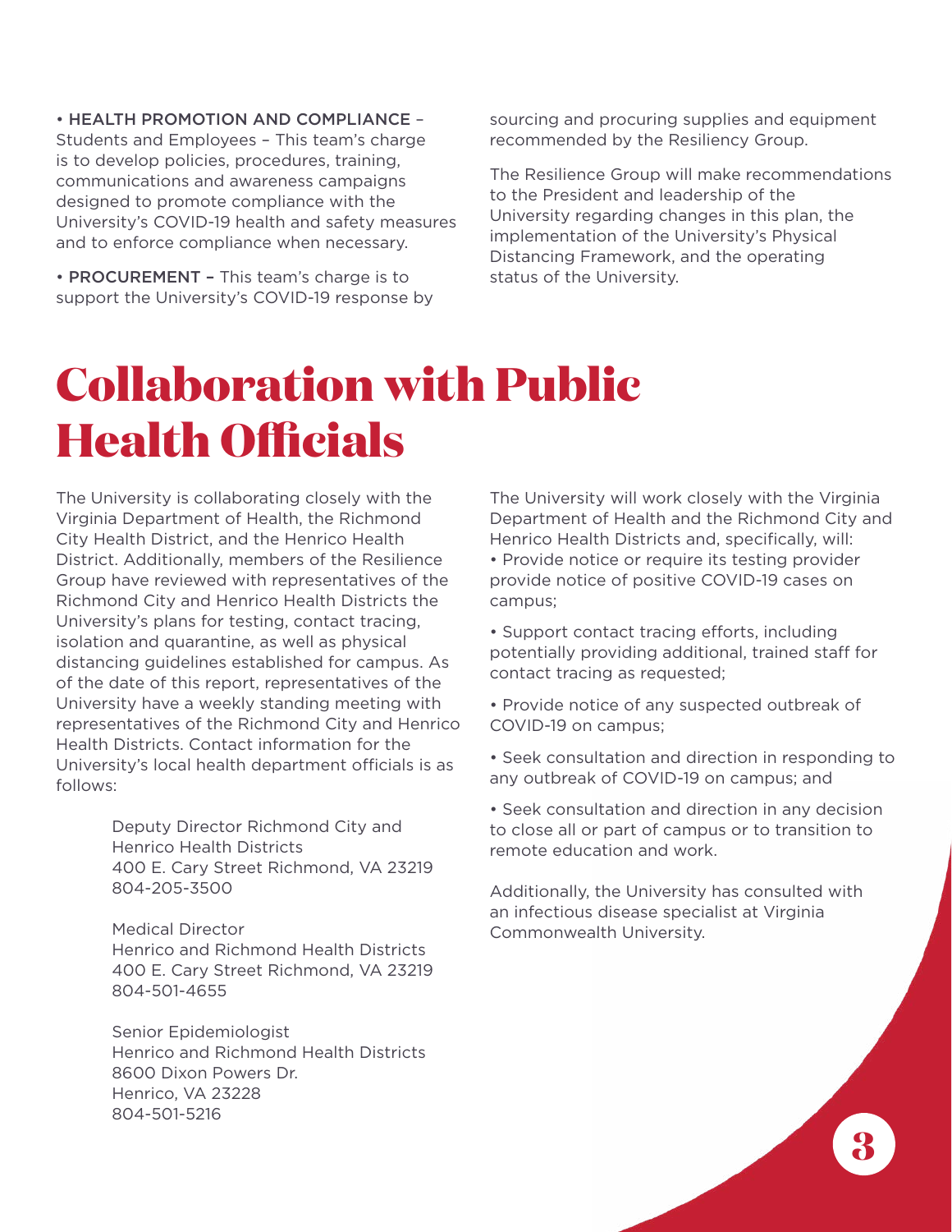• **HEALTH PROMOTION AND COMPLIANCE** – Students and Employees – This team's charge is to develop policies, procedures, training, communications and awareness campaigns designed to promote compliance with the University's COVID-19 health and safety measures and to enforce compliance when necessary.

• **PROCUREMENT** – This team's charge is to support the University's COVID-19 response by sourcing and procuring supplies and equipment recommended by the Resiliency Group.

The Resilience Group will make recommendations to the President and leadership of the University regarding changes in this plan, the implementation of the University's Physical Distancing Framework, and the operating status of the University.

# Collaboration with Public Health Officials

The University is collaborating closely with the Virginia Department of Health, the Richmond City Health District, and the Henrico Health District. Additionally, members of the Resilience Group have reviewed with representatives of the Richmond City and Henrico Health Districts the University's plans for testing, contact tracing, isolation and quarantine, as well as physical distancing guidelines established for campus. As of the date of this report, representatives of the University have a weekly standing meeting with representatives of the Richmond City and Henrico Health Districts. Contact information for the University's local health department officials is as follows:

Deputy Director Richmond City and Henrico Health Districts
400 E. Cary Street Richmond, VA 23219
804-205-3500

Medical Director
Henrico and Richmond Health Districts
400 E. Cary Street Richmond, VA 23219
804-501-4655

Senior Epidemiologist
Henrico and Richmond Health Districts
8600 Dixon Powers Dr.
Henrico, VA 23228
804-501-5216

The University will work closely with the Virginia Department of Health and the Richmond City and Henrico Health Districts and, specifically, will:

- Provide notice or require its testing provider provide notice of positive COVID-19 cases on campus;
- Support contact tracing efforts, including potentially providing additional, trained staff for contact tracing as requested;
- Provide notice of any suspected outbreak of COVID-19 on campus;
- Seek consultation and direction in responding to any outbreak of COVID-19 on campus; and
- Seek consultation and direction in any decision to close all or part of campus or to transition to remote education and work.

Additionally, the University has consulted with an infectious disease specialist at Virginia Commonwealth University.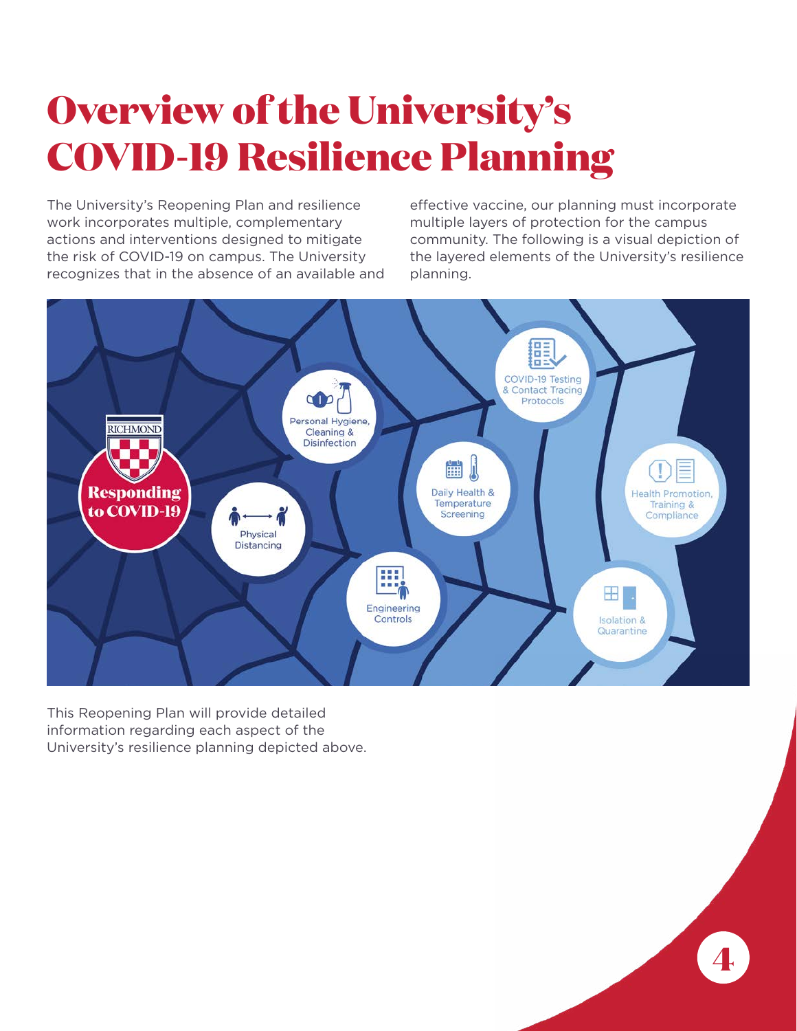# Overview of the University's COVID-19 Resilience Planning

The University's Reopening Plan and resilience work incorporates multiple, complementary actions and interventions designed to mitigate the risk of COVID-19 on campus. The University recognizes that in the absence of an available and effective vaccine, our planning must incorporate multiple layers of protection for the campus community. The following is a visual depiction of the layered elements of the University's resilience planning.

Responding to COVID-19

Physical Distancing

Personal Hygiene, Cleaning & Disinfection

Engineering Controls

Daily Health & Temperature Screening

COVID-19 Testing & Contact Tracing Protocols

Isolation & Quarantine

Health Promotion, Training & Compliance

This Reopening Plan will provide detailed information regarding each aspect of the University's resilience planning depicted above.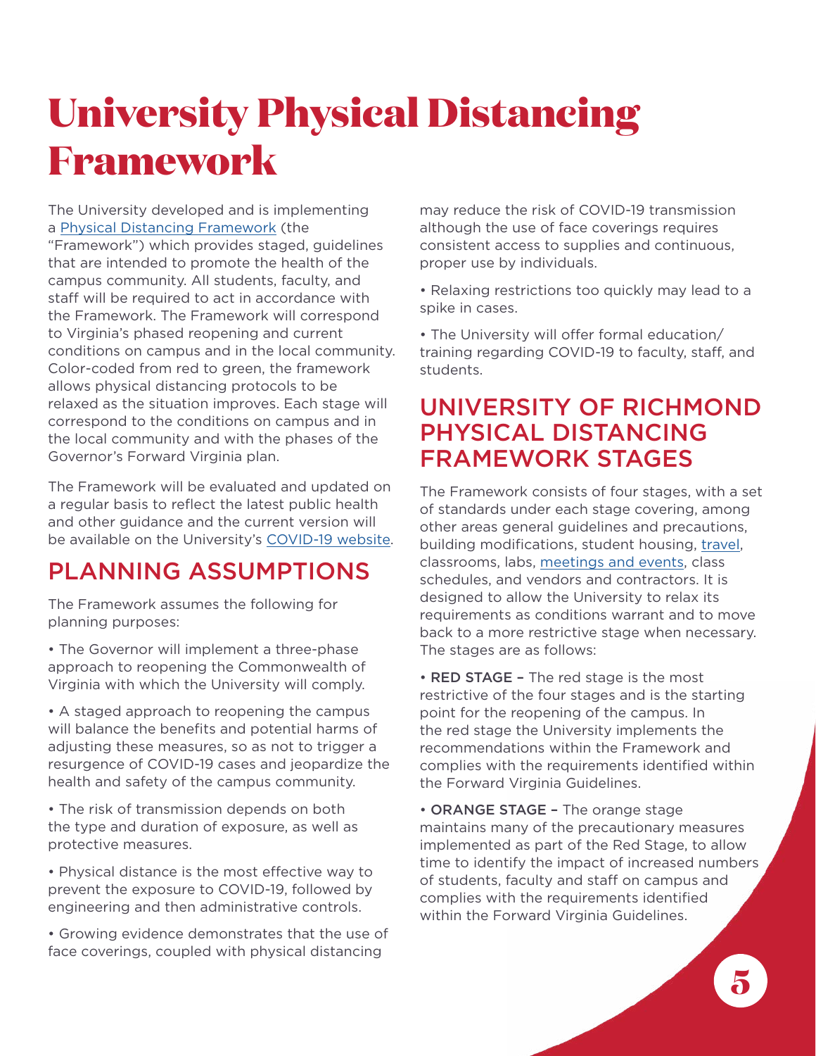# University Physical Distancing Framework

The University developed and is implementing a Physical Distancing Framework (the "Framework") which provides staged, guidelines that are intended to promote the health of the campus community. All students, faculty, and staff will be required to act in accordance with the Framework. The Framework will correspond to Virginia's phased reopening and current conditions on campus and in the local community. Color-coded from red to green, the framework allows physical distancing protocols to be relaxed as the situation improves. Each stage will correspond to the conditions on campus and in the local community and with the phases of the Governor's Forward Virginia plan.

The Framework will be evaluated and updated on a regular basis to reflect the latest public health and other guidance and the current version will be available on the University's COVID-19 website.

## PLANNING ASSUMPTIONS

The Framework assumes the following for planning purposes:

- The Governor will implement a three-phase approach to reopening the Commonwealth of Virginia with which the University will comply.
- A staged approach to reopening the campus will balance the benefits and potential harms of adjusting these measures, so as not to trigger a resurgence of COVID-19 cases and jeopardize the health and safety of the campus community.
- The risk of transmission depends on both the type and duration of exposure, as well as protective measures.
- Physical distance is the most effective way to prevent the exposure to COVID-19, followed by engineering and then administrative controls.
- Growing evidence demonstrates that the use of face coverings, coupled with physical distancing may reduce the risk of COVID-19 transmission although the use of face coverings requires consistent access to supplies and continuous, proper use by individuals.
- Relaxing restrictions too quickly may lead to a spike in cases.
- The University will offer formal education/training regarding COVID-19 to faculty, staff, and students.

## UNIVERSITY OF RICHMOND PHYSICAL DISTANCING FRAMEWORK STAGES

The Framework consists of four stages, with a set of standards under each stage covering, among other areas general guidelines and precautions, building modifications, student housing, travel, classrooms, labs, meetings and events, class schedules, and vendors and contractors. It is designed to allow the University to relax its requirements as conditions warrant and to move back to a more restrictive stage when necessary. The stages are as follows:

- **RED STAGE –** The red stage is the most restrictive of the four stages and is the starting point for the reopening of the campus. In the red stage the University implements the recommendations within the Framework and complies with the requirements identified within the Forward Virginia Guidelines.
- **ORANGE STAGE –** The orange stage maintains many of the precautionary measures implemented as part of the Red Stage, to allow time to identify the impact of increased numbers of students, faculty and staff on campus and complies with the requirements identified within the Forward Virginia Guidelines.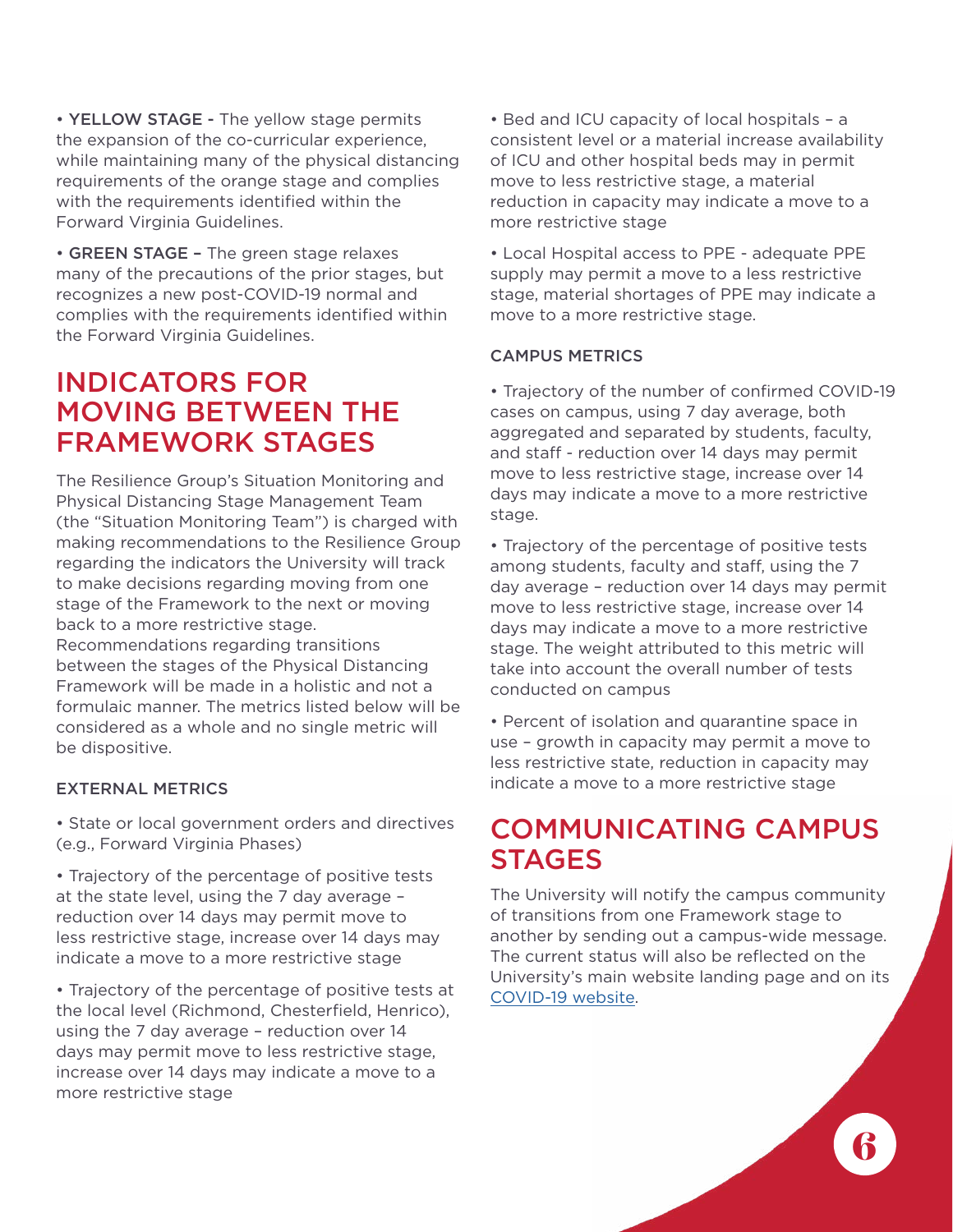- **YELLOW STAGE -** The yellow stage permits the expansion of the co-curricular experience, while maintaining many of the physical distancing requirements of the orange stage and complies with the requirements identified within the Forward Virginia Guidelines.

- **GREEN STAGE –** The green stage relaxes many of the precautions of the prior stages, but recognizes a new post-COVID-19 normal and complies with the requirements identified within the Forward Virginia Guidelines.

## INDICATORS FOR MOVING BETWEEN THE FRAMEWORK STAGES

The Resilience Group's Situation Monitoring and Physical Distancing Stage Management Team (the "Situation Monitoring Team") is charged with making recommendations to the Resilience Group regarding the indicators the University will track to make decisions regarding moving from one stage of the Framework to the next or moving back to a more restrictive stage. Recommendations regarding transitions between the stages of the Physical Distancing Framework will be made in a holistic and not a formulaic manner. The metrics listed below will be considered as a whole and no single metric will be dispositive.

### EXTERNAL METRICS

- State or local government orders and directives (e.g., Forward Virginia Phases)

- Trajectory of the percentage of positive tests at the state level, using the 7 day average – reduction over 14 days may permit move to less restrictive stage, increase over 14 days may indicate a move to a more restrictive stage

- Trajectory of the percentage of positive tests at the local level (Richmond, Chesterfield, Henrico), using the 7 day average – reduction over 14 days may permit move to less restrictive stage, increase over 14 days may indicate a move to a more restrictive stage

- Bed and ICU capacity of local hospitals – a consistent level or a material increase availability of ICU and other hospital beds may in permit move to less restrictive stage, a material reduction in capacity may indicate a move to a more restrictive stage

- Local Hospital access to PPE - adequate PPE supply may permit a move to a less restrictive stage, material shortages of PPE may indicate a move to a more restrictive stage.

### CAMPUS METRICS

- Trajectory of the number of confirmed COVID-19 cases on campus, using 7 day average, both aggregated and separated by students, faculty, and staff - reduction over 14 days may permit move to less restrictive stage, increase over 14 days may indicate a move to a more restrictive stage.

- Trajectory of the percentage of positive tests among students, faculty and staff, using the 7 day average – reduction over 14 days may permit move to less restrictive stage, increase over 14 days may indicate a move to a more restrictive stage. The weight attributed to this metric will take into account the overall number of tests conducted on campus

- Percent of isolation and quarantine space in use – growth in capacity may permit a move to less restrictive state, reduction in capacity may indicate a move to a more restrictive stage

## COMMUNICATING CAMPUS STAGES

The University will notify the campus community of transitions from one Framework stage to another by sending out a campus-wide message. The current status will also be reflected on the University's main website landing page and on its COVID-19 website.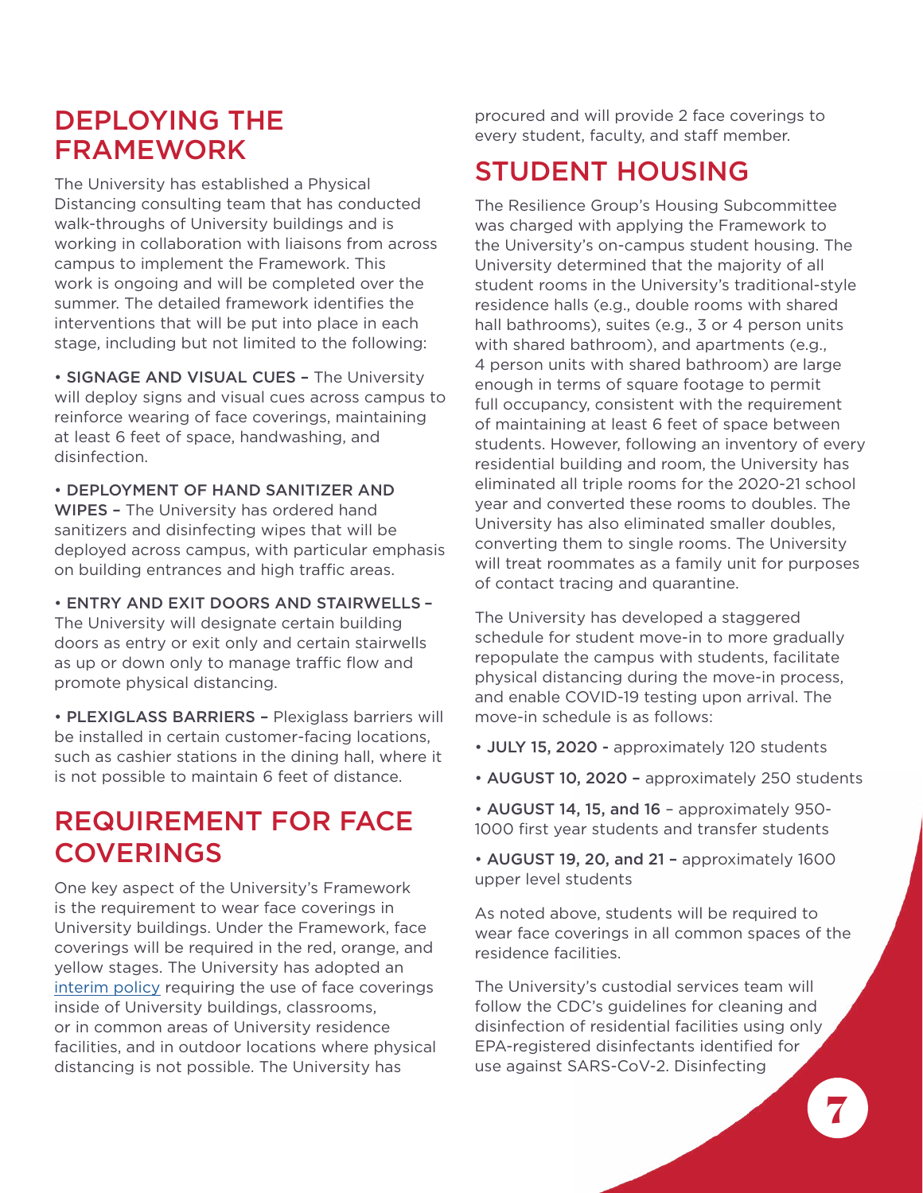## DEPLOYING THE FRAMEWORK

The University has established a Physical Distancing consulting team that has conducted walk-throughs of University buildings and is working in collaboration with liaisons from across campus to implement the Framework. This work is ongoing and will be completed over the summer. The detailed framework identifies the interventions that will be put into place in each stage, including but not limited to the following:

- **SIGNAGE AND VISUAL CUES –** The University will deploy signs and visual cues across campus to reinforce wearing of face coverings, maintaining at least 6 feet of space, handwashing, and disinfection.
- **DEPLOYMENT OF HAND SANITIZER AND WIPES –** The University has ordered hand sanitizers and disinfecting wipes that will be deployed across campus, with particular emphasis on building entrances and high traffic areas.
- **ENTRY AND EXIT DOORS AND STAIRWELLS –** The University will designate certain building doors as entry or exit only and certain stairwells as up or down only to manage traffic flow and promote physical distancing.
- **PLEXIGLASS BARRIERS –** Plexiglass barriers will be installed in certain customer-facing locations, such as cashier stations in the dining hall, where it is not possible to maintain 6 feet of distance.

## REQUIREMENT FOR FACE COVERINGS

One key aspect of the University's Framework is the requirement to wear face coverings in University buildings. Under the Framework, face coverings will be required in the red, orange, and yellow stages. The University has adopted an interim policy requiring the use of face coverings inside of University buildings, classrooms, or in common areas of University residence facilities, and in outdoor locations where physical distancing is not possible. The University has procured and will provide 2 face coverings to every student, faculty, and staff member.

## STUDENT HOUSING

The Resilience Group's Housing Subcommittee was charged with applying the Framework to the University's on-campus student housing. The University determined that the majority of all student rooms in the University's traditional-style residence halls (e.g., double rooms with shared hall bathrooms), suites (e.g., 3 or 4 person units with shared bathroom), and apartments (e.g., 4 person units with shared bathroom) are large enough in terms of square footage to permit full occupancy, consistent with the requirement of maintaining at least 6 feet of space between students. However, following an inventory of every residential building and room, the University has eliminated all triple rooms for the 2020-21 school year and converted these rooms to doubles. The University has also eliminated smaller doubles, converting them to single rooms. The University will treat roommates as a family unit for purposes of contact tracing and quarantine.

The University has developed a staggered schedule for student move-in to more gradually repopulate the campus with students, facilitate physical distancing during the move-in process, and enable COVID-19 testing upon arrival. The move-in schedule is as follows:

- **JULY 15, 2020 -** approximately 120 students
- **AUGUST 10, 2020 –** approximately 250 students
- **AUGUST 14, 15, and 16** – approximately 950-1000 first year students and transfer students
- **AUGUST 19, 20, and 21 –** approximately 1600 upper level students

As noted above, students will be required to wear face coverings in all common spaces of the residence facilities.

The University's custodial services team will follow the CDC's guidelines for cleaning and disinfection of residential facilities using only EPA-registered disinfectants identified for use against SARS-CoV-2. Disinfecting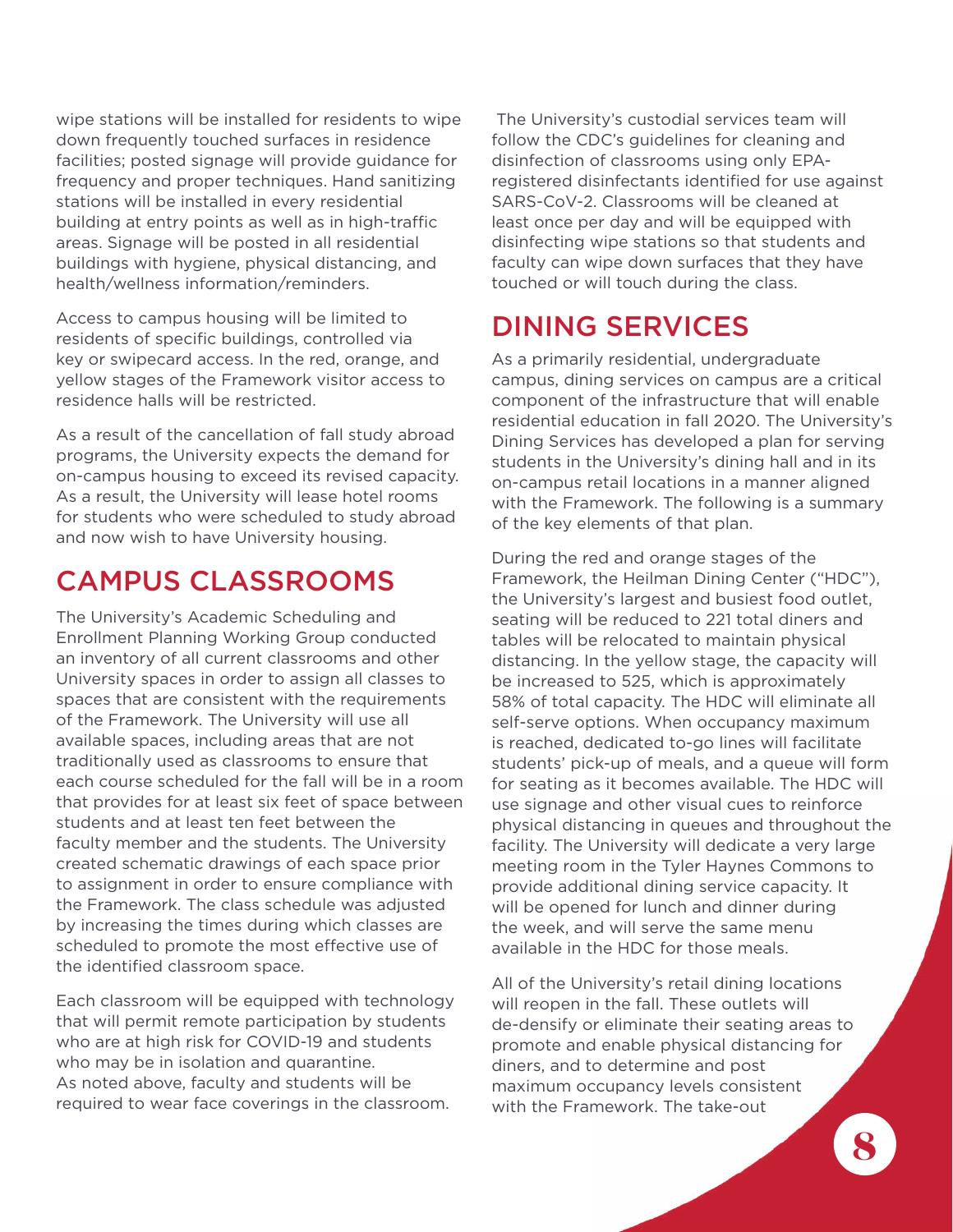wipe stations will be installed for residents to wipe down frequently touched surfaces in residence facilities; posted signage will provide guidance for frequency and proper techniques. Hand sanitizing stations will be installed in every residential building at entry points as well as in high-traffic areas. Signage will be posted in all residential buildings with hygiene, physical distancing, and health/wellness information/reminders.

Access to campus housing will be limited to residents of specific buildings, controlled via key or swipecard access. In the red, orange, and yellow stages of the Framework visitor access to residence halls will be restricted.

As a result of the cancellation of fall study abroad programs, the University expects the demand for on-campus housing to exceed its revised capacity. As a result, the University will lease hotel rooms for students who were scheduled to study abroad and now wish to have University housing.

## CAMPUS CLASSROOMS

The University's Academic Scheduling and Enrollment Planning Working Group conducted an inventory of all current classrooms and other University spaces in order to assign all classes to spaces that are consistent with the requirements of the Framework. The University will use all available spaces, including areas that are not traditionally used as classrooms to ensure that each course scheduled for the fall will be in a room that provides for at least six feet of space between students and at least ten feet between the faculty member and the students. The University created schematic drawings of each space prior to assignment in order to ensure compliance with the Framework. The class schedule was adjusted by increasing the times during which classes are scheduled to promote the most effective use of the identified classroom space.

Each classroom will be equipped with technology that will permit remote participation by students who are at high risk for COVID-19 and students who may be in isolation and quarantine. As noted above, faculty and students will be required to wear face coverings in the classroom.

The University's custodial services team will follow the CDC's guidelines for cleaning and disinfection of classrooms using only EPA-registered disinfectants identified for use against SARS-CoV-2. Classrooms will be cleaned at least once per day and will be equipped with disinfecting wipe stations so that students and faculty can wipe down surfaces that they have touched or will touch during the class.

## DINING SERVICES

As a primarily residential, undergraduate campus, dining services on campus are a critical component of the infrastructure that will enable residential education in fall 2020. The University's Dining Services has developed a plan for serving students in the University's dining hall and in its on-campus retail locations in a manner aligned with the Framework. The following is a summary of the key elements of that plan.

During the red and orange stages of the Framework, the Heilman Dining Center ("HDC"), the University's largest and busiest food outlet, seating will be reduced to 221 total diners and tables will be relocated to maintain physical distancing. In the yellow stage, the capacity will be increased to 525, which is approximately 58% of total capacity. The HDC will eliminate all self-serve options. When occupancy maximum is reached, dedicated to-go lines will facilitate students' pick-up of meals, and a queue will form for seating as it becomes available. The HDC will use signage and other visual cues to reinforce physical distancing in queues and throughout the facility. The University will dedicate a very large meeting room in the Tyler Haynes Commons to provide additional dining service capacity. It will be opened for lunch and dinner during the week, and will serve the same menu available in the HDC for those meals.

All of the University's retail dining locations will reopen in the fall. These outlets will de-densify or eliminate their seating areas to promote and enable physical distancing for diners, and to determine and post maximum occupancy levels consistent with the Framework. The take-out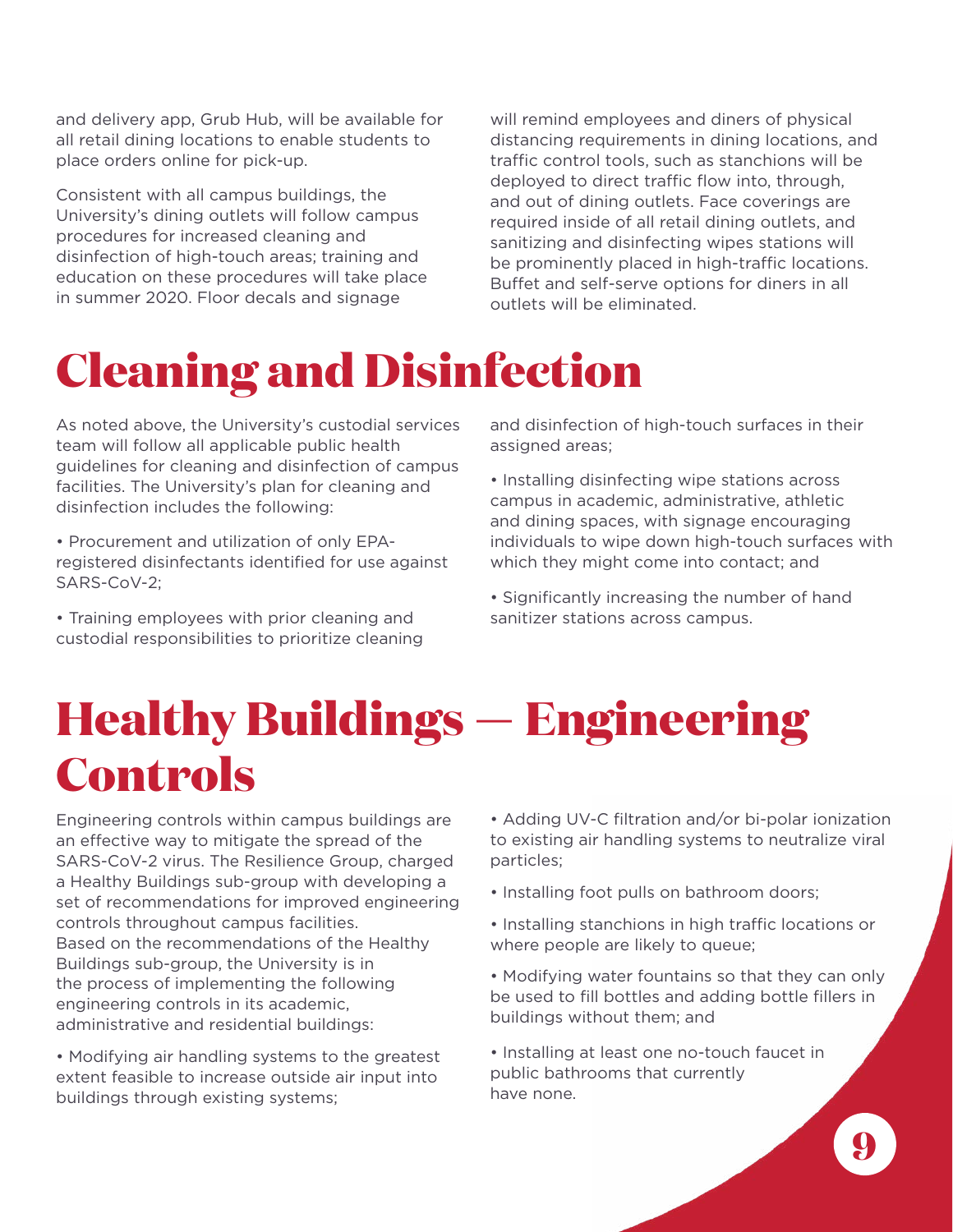and delivery app, Grub Hub, will be available for all retail dining locations to enable students to place orders online for pick-up.

Consistent with all campus buildings, the University's dining outlets will follow campus procedures for increased cleaning and disinfection of high-touch areas; training and education on these procedures will take place in summer 2020. Floor decals and signage will remind employees and diners of physical distancing requirements in dining locations, and traffic control tools, such as stanchions will be deployed to direct traffic flow into, through, and out of dining outlets. Face coverings are required inside of all retail dining outlets, and sanitizing and disinfecting wipes stations will be prominently placed in high-traffic locations. Buffet and self-serve options for diners in all outlets will be eliminated.

# Cleaning and Disinfection

As noted above, the University's custodial services team will follow all applicable public health guidelines for cleaning and disinfection of campus facilities. The University's plan for cleaning and disinfection includes the following:

- Procurement and utilization of only EPA-registered disinfectants identified for use against SARS-CoV-2;
- Training employees with prior cleaning and custodial responsibilities to prioritize cleaning and disinfection of high-touch surfaces in their assigned areas;
- Installing disinfecting wipe stations across campus in academic, administrative, athletic and dining spaces, with signage encouraging individuals to wipe down high-touch surfaces with which they might come into contact; and
- Significantly increasing the number of hand sanitizer stations across campus.

# Healthy Buildings — Engineering Controls

Engineering controls within campus buildings are an effective way to mitigate the spread of the SARS-CoV-2 virus. The Resilience Group, charged a Healthy Buildings sub-group with developing a set of recommendations for improved engineering controls throughout campus facilities. Based on the recommendations of the Healthy Buildings sub-group, the University is in the process of implementing the following engineering controls in its academic, administrative and residential buildings:

- Modifying air handling systems to the greatest extent feasible to increase outside air input into buildings through existing systems;
- Adding UV-C filtration and/or bi-polar ionization to existing air handling systems to neutralize viral particles;
- Installing foot pulls on bathroom doors;
- Installing stanchions in high traffic locations or where people are likely to queue;
- Modifying water fountains so that they can only be used to fill bottles and adding bottle fillers in buildings without them; and
- Installing at least one no-touch faucet in public bathrooms that currently have none.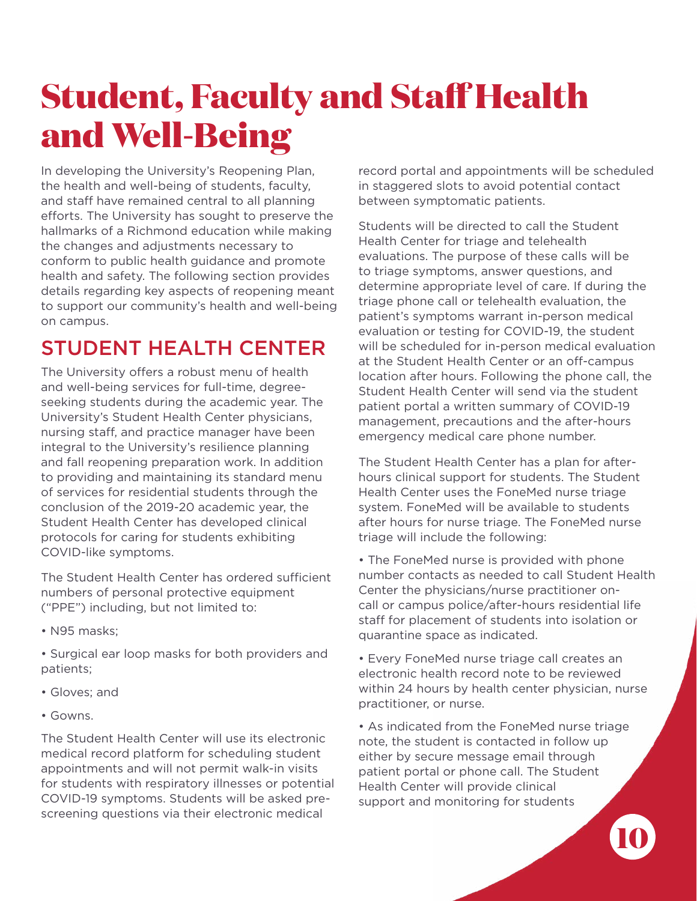# Student, Faculty and Staff Health and Well-Being

In developing the University's Reopening Plan, the health and well-being of students, faculty, and staff have remained central to all planning efforts. The University has sought to preserve the hallmarks of a Richmond education while making the changes and adjustments necessary to conform to public health guidance and promote health and safety. The following section provides details regarding key aspects of reopening meant to support our community's health and well-being on campus.

## STUDENT HEALTH CENTER

The University offers a robust menu of health and well-being services for full-time, degree-seeking students during the academic year. The University's Student Health Center physicians, nursing staff, and practice manager have been integral to the University's resilience planning and fall reopening preparation work. In addition to providing and maintaining its standard menu of services for residential students through the conclusion of the 2019-20 academic year, the Student Health Center has developed clinical protocols for caring for students exhibiting COVID-like symptoms.

The Student Health Center has ordered sufficient numbers of personal protective equipment ("PPE") including, but not limited to:

- N95 masks;
- Surgical ear loop masks for both providers and patients;
- Gloves; and
- Gowns.

The Student Health Center will use its electronic medical record platform for scheduling student appointments and will not permit walk-in visits for students with respiratory illnesses or potential COVID-19 symptoms. Students will be asked pre-screening questions via their electronic medical record portal and appointments will be scheduled in staggered slots to avoid potential contact between symptomatic patients.

Students will be directed to call the Student Health Center for triage and telehealth evaluations. The purpose of these calls will be to triage symptoms, answer questions, and determine appropriate level of care. If during the triage phone call or telehealth evaluation, the patient's symptoms warrant in-person medical evaluation or testing for COVID-19, the student will be scheduled for in-person medical evaluation at the Student Health Center or an off-campus location after hours. Following the phone call, the Student Health Center will send via the student patient portal a written summary of COVID-19 management, precautions and the after-hours emergency medical care phone number.

The Student Health Center has a plan for after-hours clinical support for students. The Student Health Center uses the FoneMed nurse triage system. FoneMed will be available to students after hours for nurse triage. The FoneMed nurse triage will include the following:

- The FoneMed nurse is provided with phone number contacts as needed to call Student Health Center the physicians/nurse practitioner on-call or campus police/after-hours residential life staff for placement of students into isolation or quarantine space as indicated.
- Every FoneMed nurse triage call creates an electronic health record note to be reviewed within 24 hours by health center physician, nurse practitioner, or nurse.
- As indicated from the FoneMed nurse triage note, the student is contacted in follow up either by secure message email through patient portal or phone call. The Student Health Center will provide clinical support and monitoring for students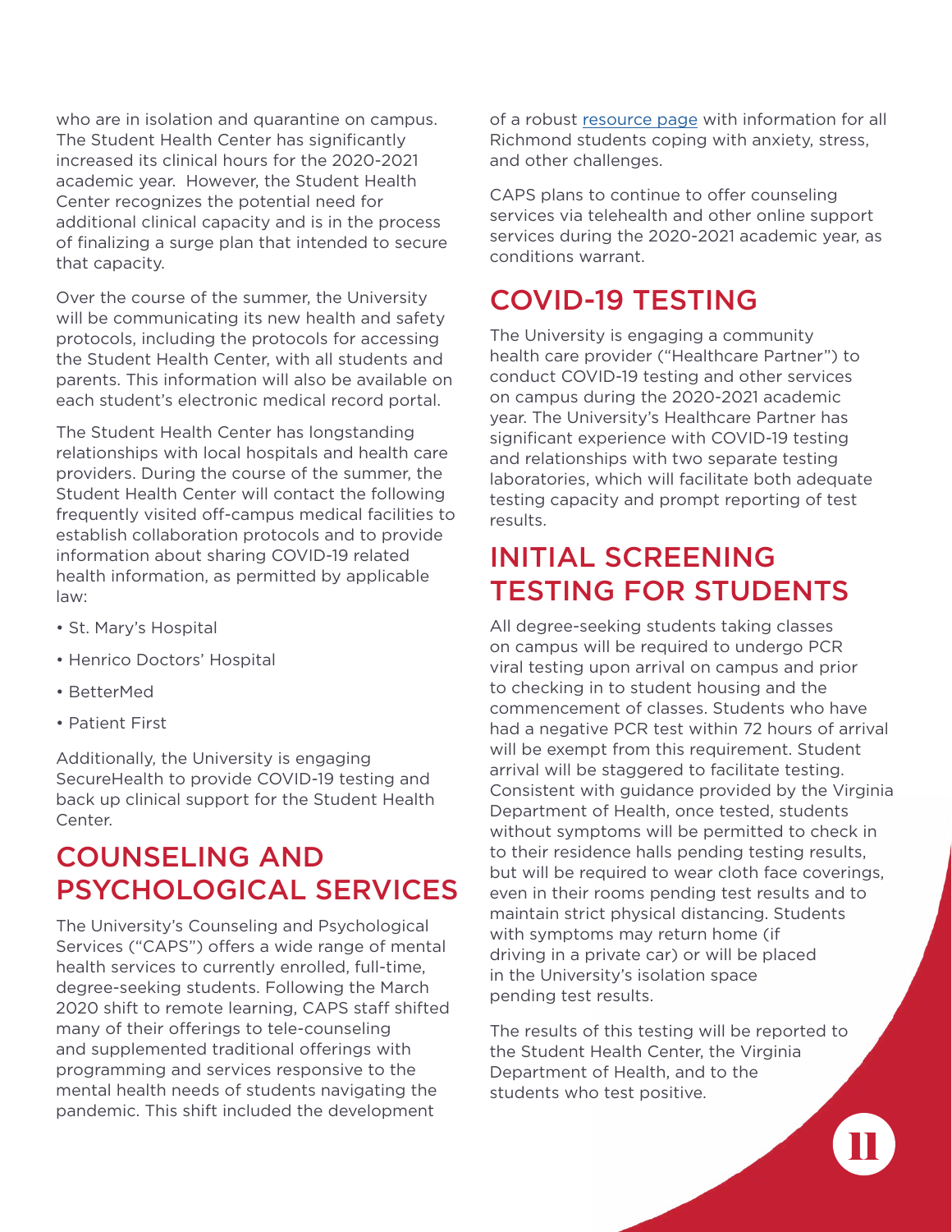who are in isolation and quarantine on campus. The Student Health Center has significantly increased its clinical hours for the 2020-2021 academic year. However, the Student Health Center recognizes the potential need for additional clinical capacity and is in the process of finalizing a surge plan that intended to secure that capacity.

Over the course of the summer, the University will be communicating its new health and safety protocols, including the protocols for accessing the Student Health Center, with all students and parents. This information will also be available on each student's electronic medical record portal.

The Student Health Center has longstanding relationships with local hospitals and health care providers. During the course of the summer, the Student Health Center will contact the following frequently visited off-campus medical facilities to establish collaboration protocols and to provide information about sharing COVID-19 related health information, as permitted by applicable law:

- St. Mary's Hospital
- Henrico Doctors' Hospital
- BetterMed
- Patient First

Additionally, the University is engaging SecureHealth to provide COVID-19 testing and back up clinical support for the Student Health Center.

## COUNSELING AND PSYCHOLOGICAL SERVICES

The University's Counseling and Psychological Services ("CAPS") offers a wide range of mental health services to currently enrolled, full-time, degree-seeking students. Following the March 2020 shift to remote learning, CAPS staff shifted many of their offerings to tele-counseling and supplemented traditional offerings with programming and services responsive to the mental health needs of students navigating the pandemic. This shift included the development of a robust resource page with information for all Richmond students coping with anxiety, stress, and other challenges.

CAPS plans to continue to offer counseling services via telehealth and other online support services during the 2020-2021 academic year, as conditions warrant.

## COVID-19 TESTING

The University is engaging a community health care provider ("Healthcare Partner") to conduct COVID-19 testing and other services on campus during the 2020-2021 academic year. The University's Healthcare Partner has significant experience with COVID-19 testing and relationships with two separate testing laboratories, which will facilitate both adequate testing capacity and prompt reporting of test results.

## INITIAL SCREENING TESTING FOR STUDENTS

All degree-seeking students taking classes on campus will be required to undergo PCR viral testing upon arrival on campus and prior to checking in to student housing and the commencement of classes. Students who have had a negative PCR test within 72 hours of arrival will be exempt from this requirement. Student arrival will be staggered to facilitate testing. Consistent with guidance provided by the Virginia Department of Health, once tested, students without symptoms will be permitted to check in to their residence halls pending testing results, but will be required to wear cloth face coverings, even in their rooms pending test results and to maintain strict physical distancing. Students with symptoms may return home (if driving in a private car) or will be placed in the University's isolation space pending test results.

The results of this testing will be reported to the Student Health Center, the Virginia Department of Health, and to the students who test positive.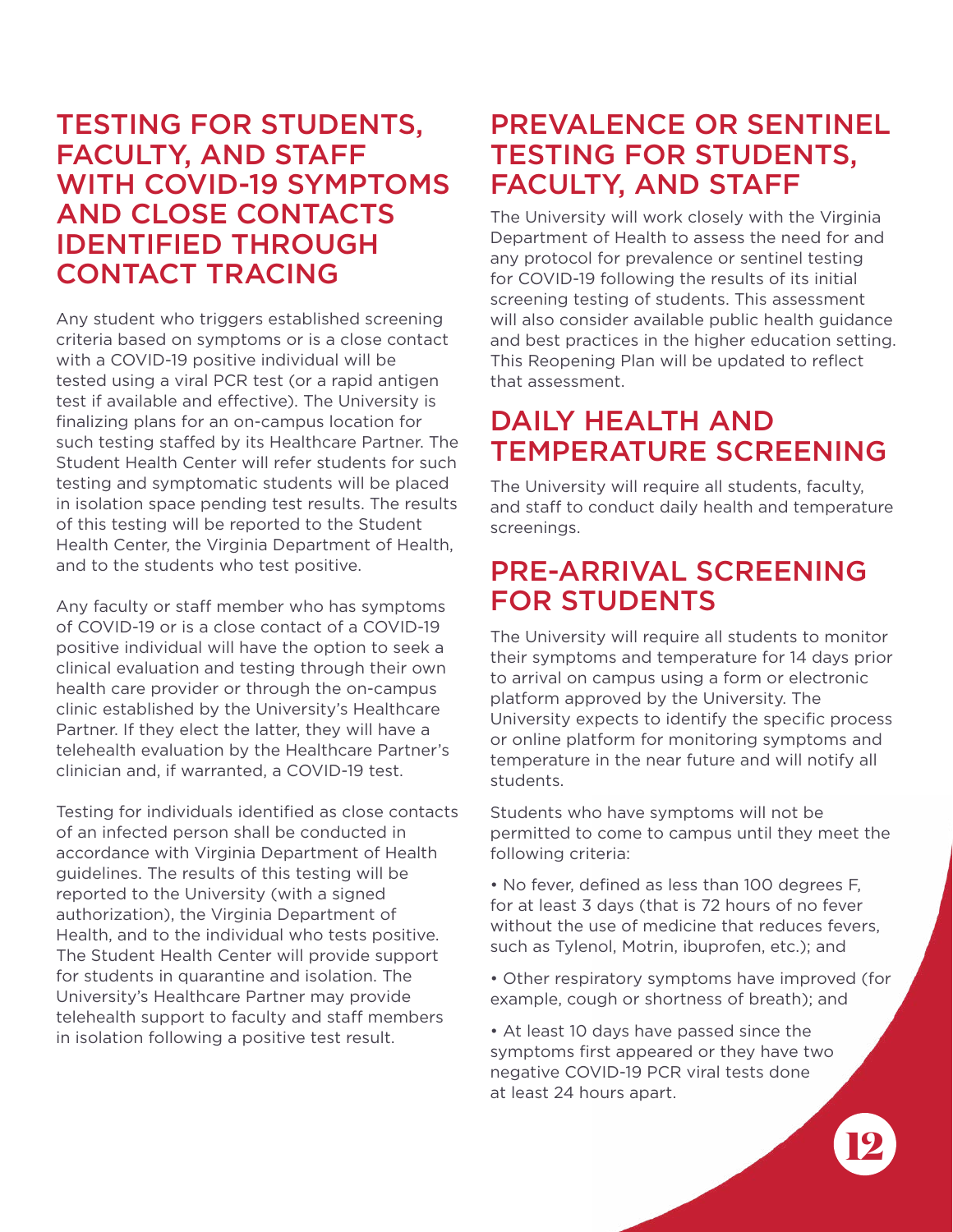## TESTING FOR STUDENTS, FACULTY, AND STAFF WITH COVID-19 SYMPTOMS AND CLOSE CONTACTS IDENTIFIED THROUGH CONTACT TRACING

Any student who triggers established screening criteria based on symptoms or is a close contact with a COVID-19 positive individual will be tested using a viral PCR test (or a rapid antigen test if available and effective). The University is finalizing plans for an on-campus location for such testing staffed by its Healthcare Partner. The Student Health Center will refer students for such testing and symptomatic students will be placed in isolation space pending test results. The results of this testing will be reported to the Student Health Center, the Virginia Department of Health, and to the students who test positive.

Any faculty or staff member who has symptoms of COVID-19 or is a close contact of a COVID-19 positive individual will have the option to seek a clinical evaluation and testing through their own health care provider or through the on-campus clinic established by the University's Healthcare Partner. If they elect the latter, they will have a telehealth evaluation by the Healthcare Partner's clinician and, if warranted, a COVID-19 test.

Testing for individuals identified as close contacts of an infected person shall be conducted in accordance with Virginia Department of Health guidelines. The results of this testing will be reported to the University (with a signed authorization), the Virginia Department of Health, and to the individual who tests positive. The Student Health Center will provide support for students in quarantine and isolation. The University's Healthcare Partner may provide telehealth support to faculty and staff members in isolation following a positive test result.

## PREVALENCE OR SENTINEL TESTING FOR STUDENTS, FACULTY, AND STAFF

The University will work closely with the Virginia Department of Health to assess the need for and any protocol for prevalence or sentinel testing for COVID-19 following the results of its initial screening testing of students. This assessment will also consider available public health guidance and best practices in the higher education setting. This Reopening Plan will be updated to reflect that assessment.

## DAILY HEALTH AND TEMPERATURE SCREENING

The University will require all students, faculty, and staff to conduct daily health and temperature screenings.

## PRE-ARRIVAL SCREENING FOR STUDENTS

The University will require all students to monitor their symptoms and temperature for 14 days prior to arrival on campus using a form or electronic platform approved by the University. The University expects to identify the specific process or online platform for monitoring symptoms and temperature in the near future and will notify all students.

Students who have symptoms will not be permitted to come to campus until they meet the following criteria:

- No fever, defined as less than 100 degrees F, for at least 3 days (that is 72 hours of no fever without the use of medicine that reduces fevers, such as Tylenol, Motrin, ibuprofen, etc.); and
- Other respiratory symptoms have improved (for example, cough or shortness of breath); and
- At least 10 days have passed since the symptoms first appeared or they have two negative COVID-19 PCR viral tests done at least 24 hours apart.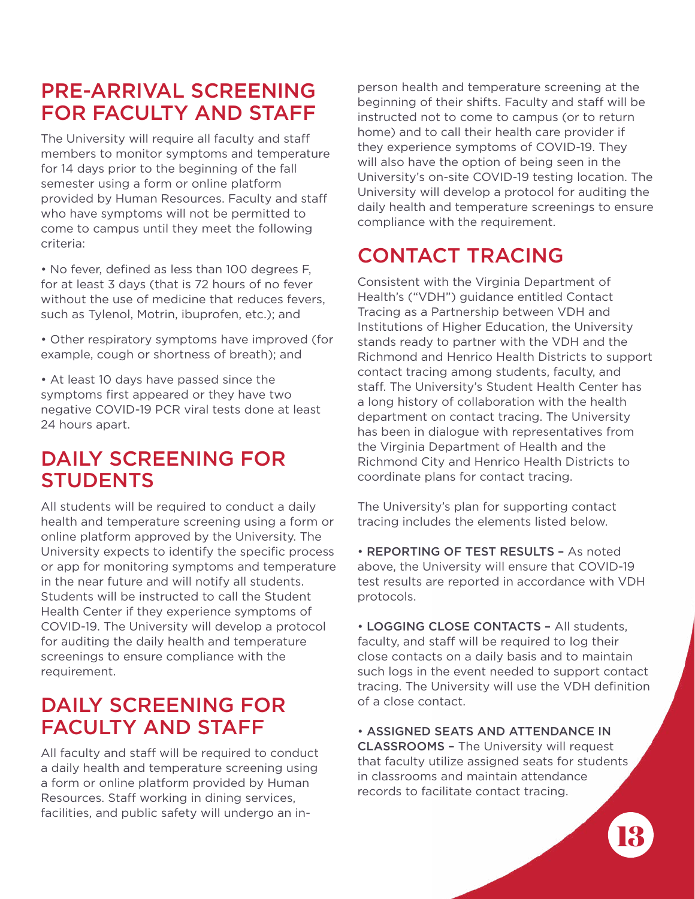## PRE-ARRIVAL SCREENING FOR FACULTY AND STAFF

The University will require all faculty and staff members to monitor symptoms and temperature for 14 days prior to the beginning of the fall semester using a form or online platform provided by Human Resources. Faculty and staff who have symptoms will not be permitted to come to campus until they meet the following criteria:

- No fever, defined as less than 100 degrees F, for at least 3 days (that is 72 hours of no fever without the use of medicine that reduces fevers, such as Tylenol, Motrin, ibuprofen, etc.); and
- Other respiratory symptoms have improved (for example, cough or shortness of breath); and
- At least 10 days have passed since the symptoms first appeared or they have two negative COVID-19 PCR viral tests done at least 24 hours apart.

## DAILY SCREENING FOR STUDENTS

All students will be required to conduct a daily health and temperature screening using a form or online platform approved by the University. The University expects to identify the specific process or app for monitoring symptoms and temperature in the near future and will notify all students. Students will be instructed to call the Student Health Center if they experience symptoms of COVID-19. The University will develop a protocol for auditing the daily health and temperature screenings to ensure compliance with the requirement.

## DAILY SCREENING FOR FACULTY AND STAFF

All faculty and staff will be required to conduct a daily health and temperature screening using a form or online platform provided by Human Resources. Staff working in dining services, facilities, and public safety will undergo an in-person health and temperature screening at the beginning of their shifts. Faculty and staff will be instructed not to come to campus (or to return home) and to call their health care provider if they experience symptoms of COVID-19. They will also have the option of being seen in the University's on-site COVID-19 testing location. The University will develop a protocol for auditing the daily health and temperature screenings to ensure compliance with the requirement.

## CONTACT TRACING

Consistent with the Virginia Department of Health's ("VDH") guidance entitled Contact Tracing as a Partnership between VDH and Institutions of Higher Education, the University stands ready to partner with the VDH and the Richmond and Henrico Health Districts to support contact tracing among students, faculty, and staff. The University's Student Health Center has a long history of collaboration with the health department on contact tracing. The University has been in dialogue with representatives from the Virginia Department of Health and the Richmond City and Henrico Health Districts to coordinate plans for contact tracing.

The University's plan for supporting contact tracing includes the elements listed below.

- **REPORTING OF TEST RESULTS –** As noted above, the University will ensure that COVID-19 test results are reported in accordance with VDH protocols.
- **LOGGING CLOSE CONTACTS –** All students, faculty, and staff will be required to log their close contacts on a daily basis and to maintain such logs in the event needed to support contact tracing. The University will use the VDH definition of a close contact.
- **ASSIGNED SEATS AND ATTENDANCE IN CLASSROOMS –** The University will request that faculty utilize assigned seats for students in classrooms and maintain attendance records to facilitate contact tracing.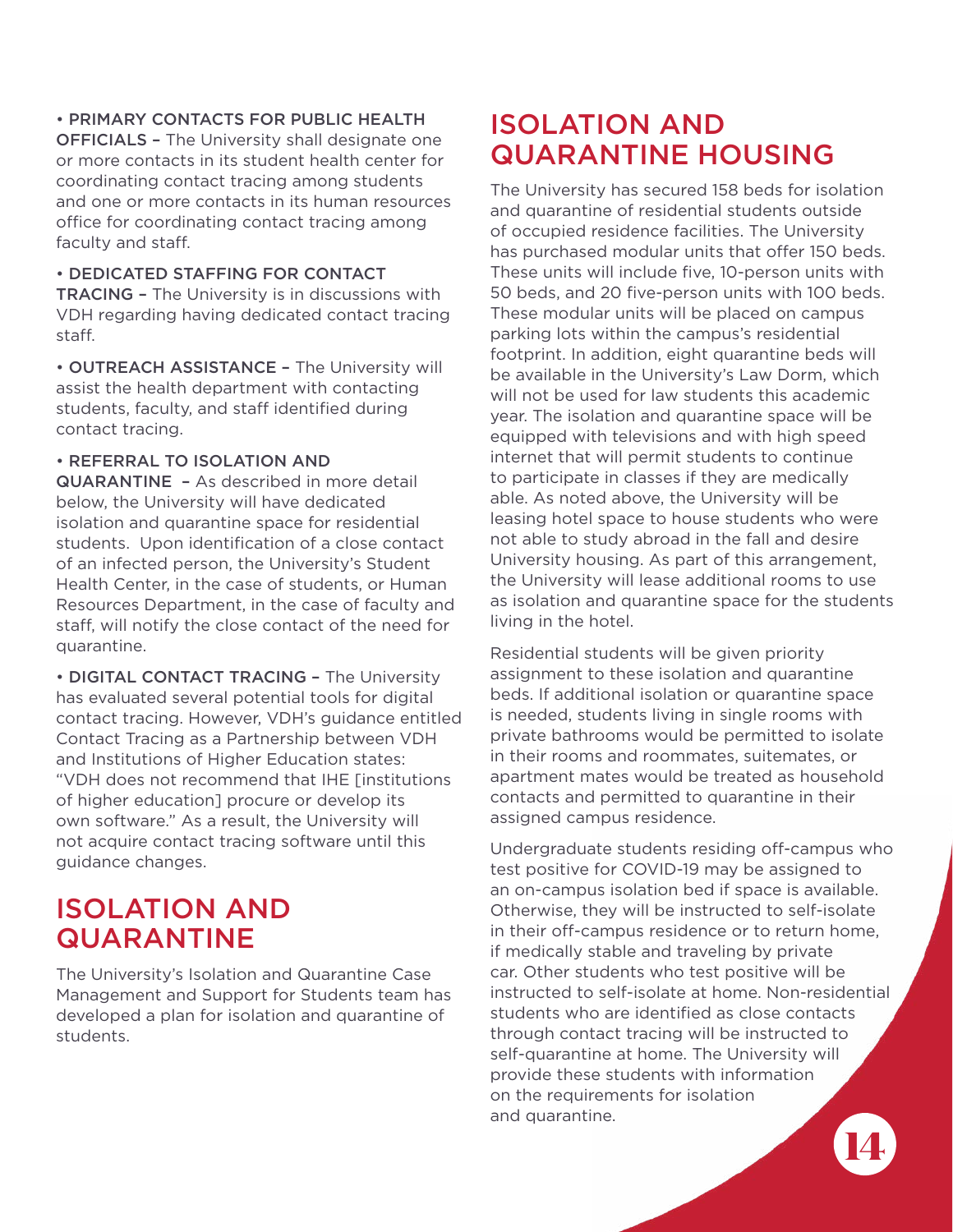- **PRIMARY CONTACTS FOR PUBLIC HEALTH OFFICIALS** – The University shall designate one or more contacts in its student health center for coordinating contact tracing among students and one or more contacts in its human resources office for coordinating contact tracing among faculty and staff.

- **DEDICATED STAFFING FOR CONTACT TRACING** – The University is in discussions with VDH regarding having dedicated contact tracing staff.

- **OUTREACH ASSISTANCE** – The University will assist the health department with contacting students, faculty, and staff identified during contact tracing.

- **REFERRAL TO ISOLATION AND QUARANTINE** – As described in more detail below, the University will have dedicated isolation and quarantine space for residential students. Upon identification of a close contact of an infected person, the University's Student Health Center, in the case of students, or Human Resources Department, in the case of faculty and staff, will notify the close contact of the need for quarantine.

- **DIGITAL CONTACT TRACING** – The University has evaluated several potential tools for digital contact tracing. However, VDH's guidance entitled Contact Tracing as a Partnership between VDH and Institutions of Higher Education states: "VDH does not recommend that IHE [institutions of higher education] procure or develop its own software." As a result, the University will not acquire contact tracing software until this guidance changes.

## ISOLATION AND QUARANTINE

The University's Isolation and Quarantine Case Management and Support for Students team has developed a plan for isolation and quarantine of students.

## ISOLATION AND QUARANTINE HOUSING

The University has secured 158 beds for isolation and quarantine of residential students outside of occupied residence facilities. The University has purchased modular units that offer 150 beds. These units will include five, 10-person units with 50 beds, and 20 five-person units with 100 beds. These modular units will be placed on campus parking lots within the campus's residential footprint. In addition, eight quarantine beds will be available in the University's Law Dorm, which will not be used for law students this academic year. The isolation and quarantine space will be equipped with televisions and with high speed internet that will permit students to continue to participate in classes if they are medically able. As noted above, the University will be leasing hotel space to house students who were not able to study abroad in the fall and desire University housing. As part of this arrangement, the University will lease additional rooms to use as isolation and quarantine space for the students living in the hotel.

Residential students will be given priority assignment to these isolation and quarantine beds. If additional isolation or quarantine space is needed, students living in single rooms with private bathrooms would be permitted to isolate in their rooms and roommates, suitemates, or apartment mates would be treated as household contacts and permitted to quarantine in their assigned campus residence.

Undergraduate students residing off-campus who test positive for COVID-19 may be assigned to an on-campus isolation bed if space is available. Otherwise, they will be instructed to self-isolate in their off-campus residence or to return home, if medically stable and traveling by private car. Other students who test positive will be instructed to self-isolate at home. Non-residential students who are identified as close contacts through contact tracing will be instructed to self-quarantine at home. The University will provide these students with information on the requirements for isolation and quarantine.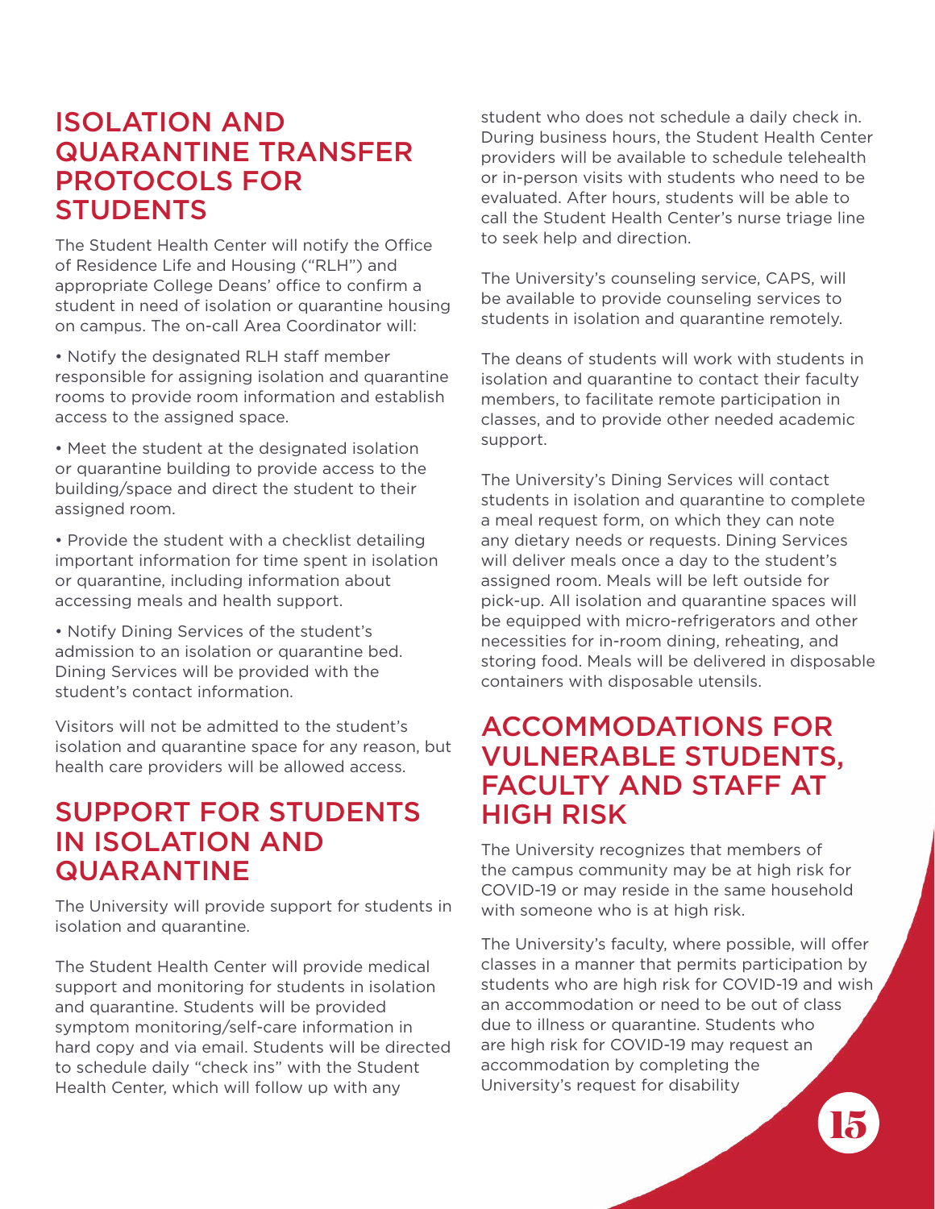## ISOLATION AND QUARANTINE TRANSFER PROTOCOLS FOR STUDENTS

The Student Health Center will notify the Office of Residence Life and Housing ("RLH") and appropriate College Deans' office to confirm a student in need of isolation or quarantine housing on campus. The on-call Area Coordinator will:

- Notify the designated RLH staff member responsible for assigning isolation and quarantine rooms to provide room information and establish access to the assigned space.
- Meet the student at the designated isolation or quarantine building to provide access to the building/space and direct the student to their assigned room.
- Provide the student with a checklist detailing important information for time spent in isolation or quarantine, including information about accessing meals and health support.
- Notify Dining Services of the student's admission to an isolation or quarantine bed. Dining Services will be provided with the student's contact information.

Visitors will not be admitted to the student's isolation and quarantine space for any reason, but health care providers will be allowed access.

## SUPPORT FOR STUDENTS IN ISOLATION AND QUARANTINE

The University will provide support for students in isolation and quarantine.

The Student Health Center will provide medical support and monitoring for students in isolation and quarantine. Students will be provided symptom monitoring/self-care information in hard copy and via email. Students will be directed to schedule daily "check ins" with the Student Health Center, which will follow up with any student who does not schedule a daily check in. During business hours, the Student Health Center providers will be available to schedule telehealth or in-person visits with students who need to be evaluated. After hours, students will be able to call the Student Health Center's nurse triage line to seek help and direction.

The University's counseling service, CAPS, will be available to provide counseling services to students in isolation and quarantine remotely.

The deans of students will work with students in isolation and quarantine to contact their faculty members, to facilitate remote participation in classes, and to provide other needed academic support.

The University's Dining Services will contact students in isolation and quarantine to complete a meal request form, on which they can note any dietary needs or requests. Dining Services will deliver meals once a day to the student's assigned room. Meals will be left outside for pick-up. All isolation and quarantine spaces will be equipped with micro-refrigerators and other necessities for in-room dining, reheating, and storing food. Meals will be delivered in disposable containers with disposable utensils.

## ACCOMMODATIONS FOR VULNERABLE STUDENTS, FACULTY AND STAFF AT HIGH RISK

The University recognizes that members of the campus community may be at high risk for COVID-19 or may reside in the same household with someone who is at high risk.

The University's faculty, where possible, will offer classes in a manner that permits participation by students who are high risk for COVID-19 and wish an accommodation or need to be out of class due to illness or quarantine. Students who are high risk for COVID-19 may request an accommodation by completing the University's request for disability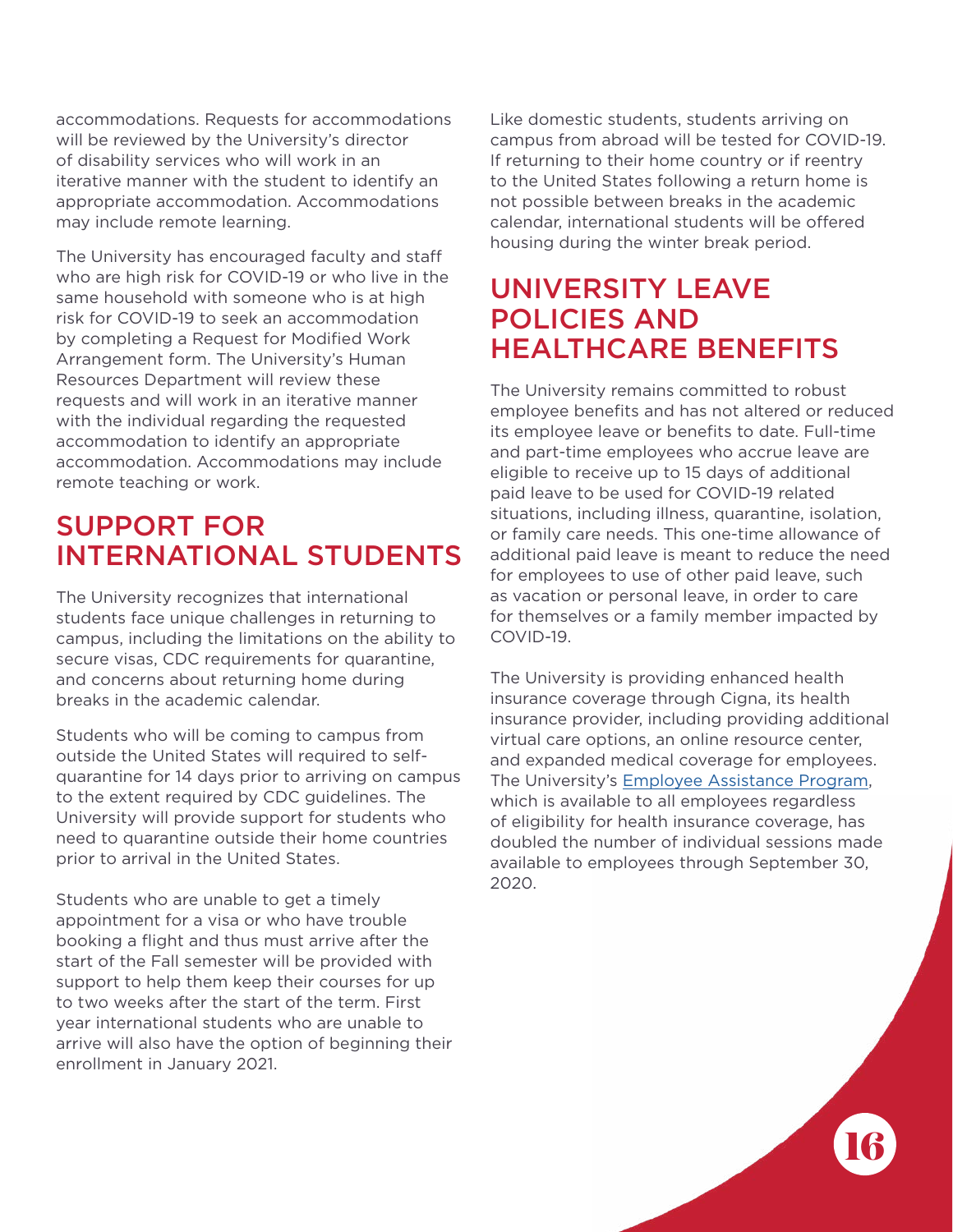accommodations. Requests for accommodations will be reviewed by the University's director of disability services who will work in an iterative manner with the student to identify an appropriate accommodation. Accommodations may include remote learning.

The University has encouraged faculty and staff who are high risk for COVID-19 or who live in the same household with someone who is at high risk for COVID-19 to seek an accommodation by completing a Request for Modified Work Arrangement form. The University's Human Resources Department will review these requests and will work in an iterative manner with the individual regarding the requested accommodation to identify an appropriate accommodation. Accommodations may include remote teaching or work.

## SUPPORT FOR INTERNATIONAL STUDENTS

The University recognizes that international students face unique challenges in returning to campus, including the limitations on the ability to secure visas, CDC requirements for quarantine, and concerns about returning home during breaks in the academic calendar.

Students who will be coming to campus from outside the United States will required to self-quarantine for 14 days prior to arriving on campus to the extent required by CDC guidelines. The University will provide support for students who need to quarantine outside their home countries prior to arrival in the United States.

Students who are unable to get a timely appointment for a visa or who have trouble booking a flight and thus must arrive after the start of the Fall semester will be provided with support to help them keep their courses for up to two weeks after the start of the term. First year international students who are unable to arrive will also have the option of beginning their enrollment in January 2021.

Like domestic students, students arriving on campus from abroad will be tested for COVID-19. If returning to their home country or if reentry to the United States following a return home is not possible between breaks in the academic calendar, international students will be offered housing during the winter break period.

## UNIVERSITY LEAVE POLICIES AND HEALTHCARE BENEFITS

The University remains committed to robust employee benefits and has not altered or reduced its employee leave or benefits to date. Full-time and part-time employees who accrue leave are eligible to receive up to 15 days of additional paid leave to be used for COVID-19 related situations, including illness, quarantine, isolation, or family care needs. This one-time allowance of additional paid leave is meant to reduce the need for employees to use of other paid leave, such as vacation or personal leave, in order to care for themselves or a family member impacted by COVID-19.

The University is providing enhanced health insurance coverage through Cigna, its health insurance provider, including providing additional virtual care options, an online resource center, and expanded medical coverage for employees. The University's Employee Assistance Program, which is available to all employees regardless of eligibility for health insurance coverage, has doubled the number of individual sessions made available to employees through September 30, 2020.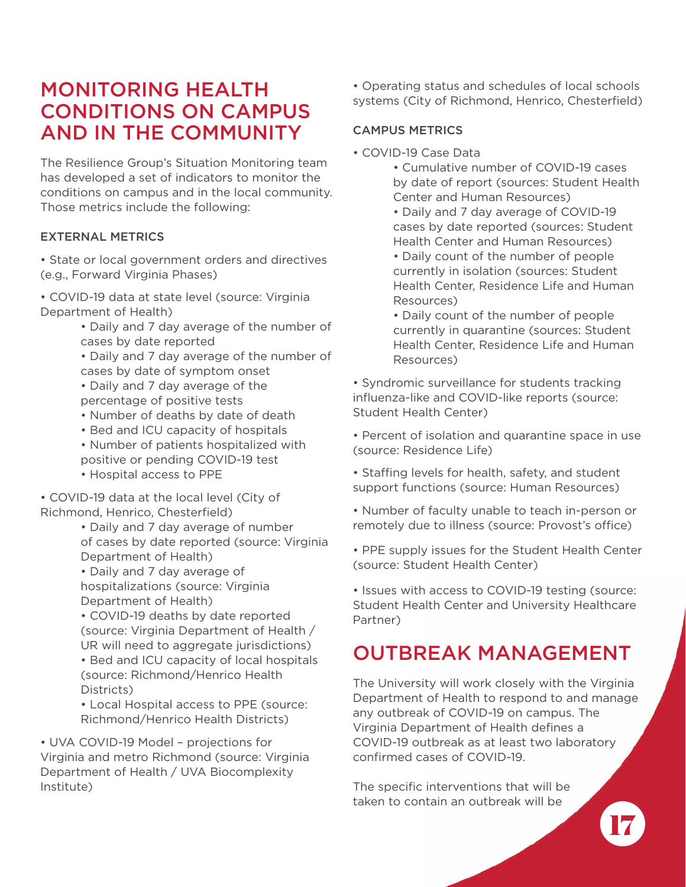## MONITORING HEALTH CONDITIONS ON CAMPUS AND IN THE COMMUNITY

The Resilience Group's Situation Monitoring team has developed a set of indicators to monitor the conditions on campus and in the local community. Those metrics include the following:

### EXTERNAL METRICS

- State or local government orders and directives (e.g., Forward Virginia Phases)
- COVID-19 data at state level (source: Virginia Department of Health)
  - Daily and 7 day average of the number of cases by date reported
  - Daily and 7 day average of the number of cases by date of symptom onset
  - Daily and 7 day average of the percentage of positive tests
  - Number of deaths by date of death
  - Bed and ICU capacity of hospitals
  - Number of patients hospitalized with positive or pending COVID-19 test
  - Hospital access to PPE
- COVID-19 data at the local level (City of Richmond, Henrico, Chesterfield)
  - Daily and 7 day average of number of cases by date reported (source: Virginia Department of Health)
  - Daily and 7 day average of hospitalizations (source: Virginia Department of Health)
  - COVID-19 deaths by date reported (source: Virginia Department of Health / UR will need to aggregate jurisdictions)
  - Bed and ICU capacity of local hospitals (source: Richmond/Henrico Health Districts)
  - Local Hospital access to PPE (source: Richmond/Henrico Health Districts)
- UVA COVID-19 Model – projections for Virginia and metro Richmond (source: Virginia Department of Health / UVA Biocomplexity Institute)
- Operating status and schedules of local schools systems (City of Richmond, Henrico, Chesterfield)

### CAMPUS METRICS

- COVID-19 Case Data
  - Cumulative number of COVID-19 cases by date of report (sources: Student Health Center and Human Resources)
  - Daily and 7 day average of COVID-19 cases by date reported (sources: Student Health Center and Human Resources)
  - Daily count of the number of people currently in isolation (sources: Student Health Center, Residence Life and Human Resources)
  - Daily count of the number of people currently in quarantine (sources: Student Health Center, Residence Life and Human Resources)
- Syndromic surveillance for students tracking influenza-like and COVID-like reports (source: Student Health Center)
- Percent of isolation and quarantine space in use (source: Residence Life)
- Staffing levels for health, safety, and student support functions (source: Human Resources)
- Number of faculty unable to teach in-person or remotely due to illness (source: Provost's office)
- PPE supply issues for the Student Health Center (source: Student Health Center)
- Issues with access to COVID-19 testing (source: Student Health Center and University Healthcare Partner)

## OUTBREAK MANAGEMENT

The University will work closely with the Virginia Department of Health to respond to and manage any outbreak of COVID-19 on campus. The Virginia Department of Health defines a COVID-19 outbreak as at least two laboratory confirmed cases of COVID-19.

The specific interventions that will be taken to contain an outbreak will be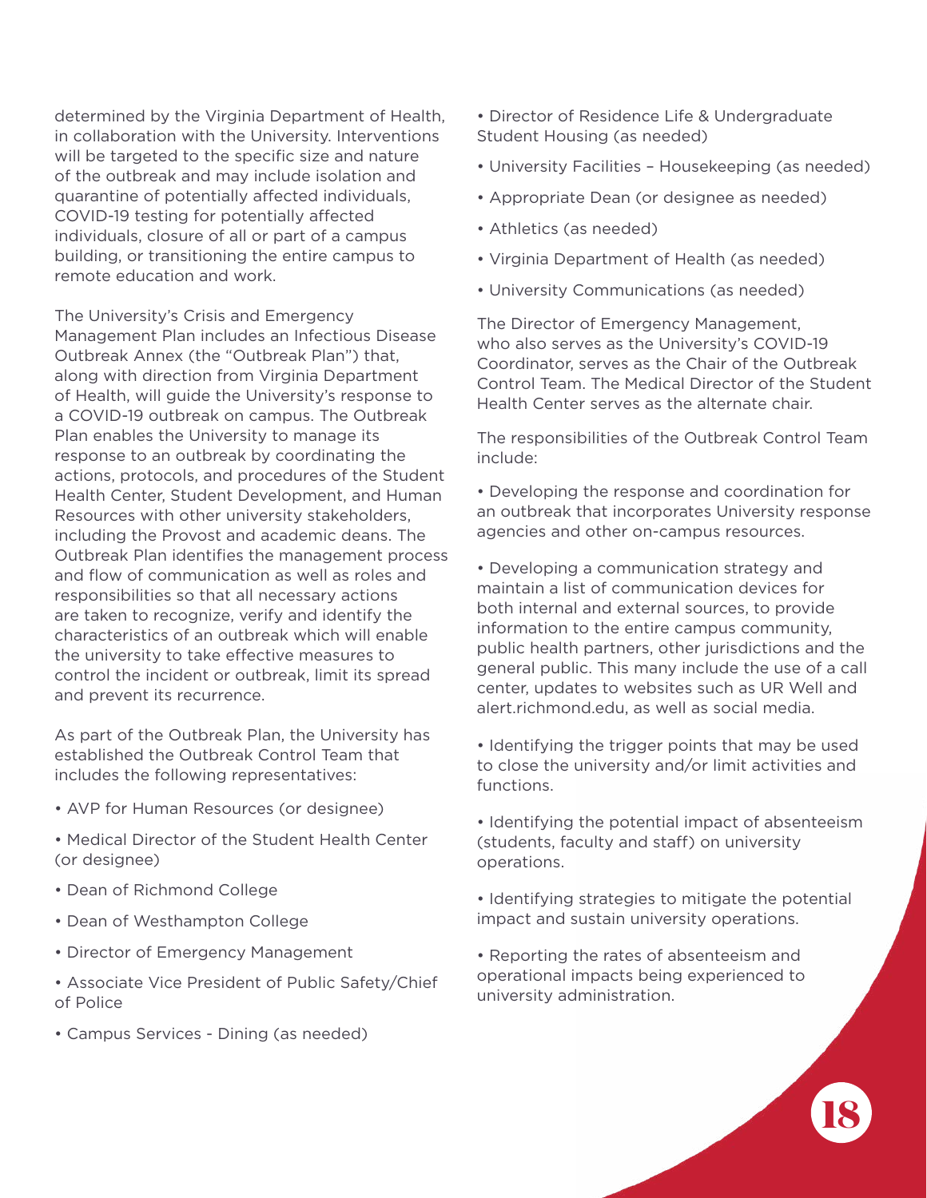determined by the Virginia Department of Health, in collaboration with the University. Interventions will be targeted to the specific size and nature of the outbreak and may include isolation and quarantine of potentially affected individuals, COVID-19 testing for potentially affected individuals, closure of all or part of a campus building, or transitioning the entire campus to remote education and work.

The University's Crisis and Emergency Management Plan includes an Infectious Disease Outbreak Annex (the "Outbreak Plan") that, along with direction from Virginia Department of Health, will guide the University's response to a COVID-19 outbreak on campus. The Outbreak Plan enables the University to manage its response to an outbreak by coordinating the actions, protocols, and procedures of the Student Health Center, Student Development, and Human Resources with other university stakeholders, including the Provost and academic deans. The Outbreak Plan identifies the management process and flow of communication as well as roles and responsibilities so that all necessary actions are taken to recognize, verify and identify the characteristics of an outbreak which will enable the university to take effective measures to control the incident or outbreak, limit its spread and prevent its recurrence.

As part of the Outbreak Plan, the University has established the Outbreak Control Team that includes the following representatives:

- AVP for Human Resources (or designee)
- Medical Director of the Student Health Center (or designee)
- Dean of Richmond College
- Dean of Westhampton College
- Director of Emergency Management
- Associate Vice President of Public Safety/Chief of Police
- Campus Services - Dining (as needed)
- Director of Residence Life & Undergraduate Student Housing (as needed)
- University Facilities – Housekeeping (as needed)
- Appropriate Dean (or designee as needed)
- Athletics (as needed)
- Virginia Department of Health (as needed)
- University Communications (as needed)

The Director of Emergency Management, who also serves as the University's COVID-19 Coordinator, serves as the Chair of the Outbreak Control Team. The Medical Director of the Student Health Center serves as the alternate chair.

The responsibilities of the Outbreak Control Team include:

- Developing the response and coordination for an outbreak that incorporates University response agencies and other on-campus resources.
- Developing a communication strategy and maintain a list of communication devices for both internal and external sources, to provide information to the entire campus community, public health partners, other jurisdictions and the general public. This many include the use of a call center, updates to websites such as UR Well and alert.richmond.edu, as well as social media.
- Identifying the trigger points that may be used to close the university and/or limit activities and functions.
- Identifying the potential impact of absenteeism (students, faculty and staff) on university operations.
- Identifying strategies to mitigate the potential impact and sustain university operations.
- Reporting the rates of absenteeism and operational impacts being experienced to university administration.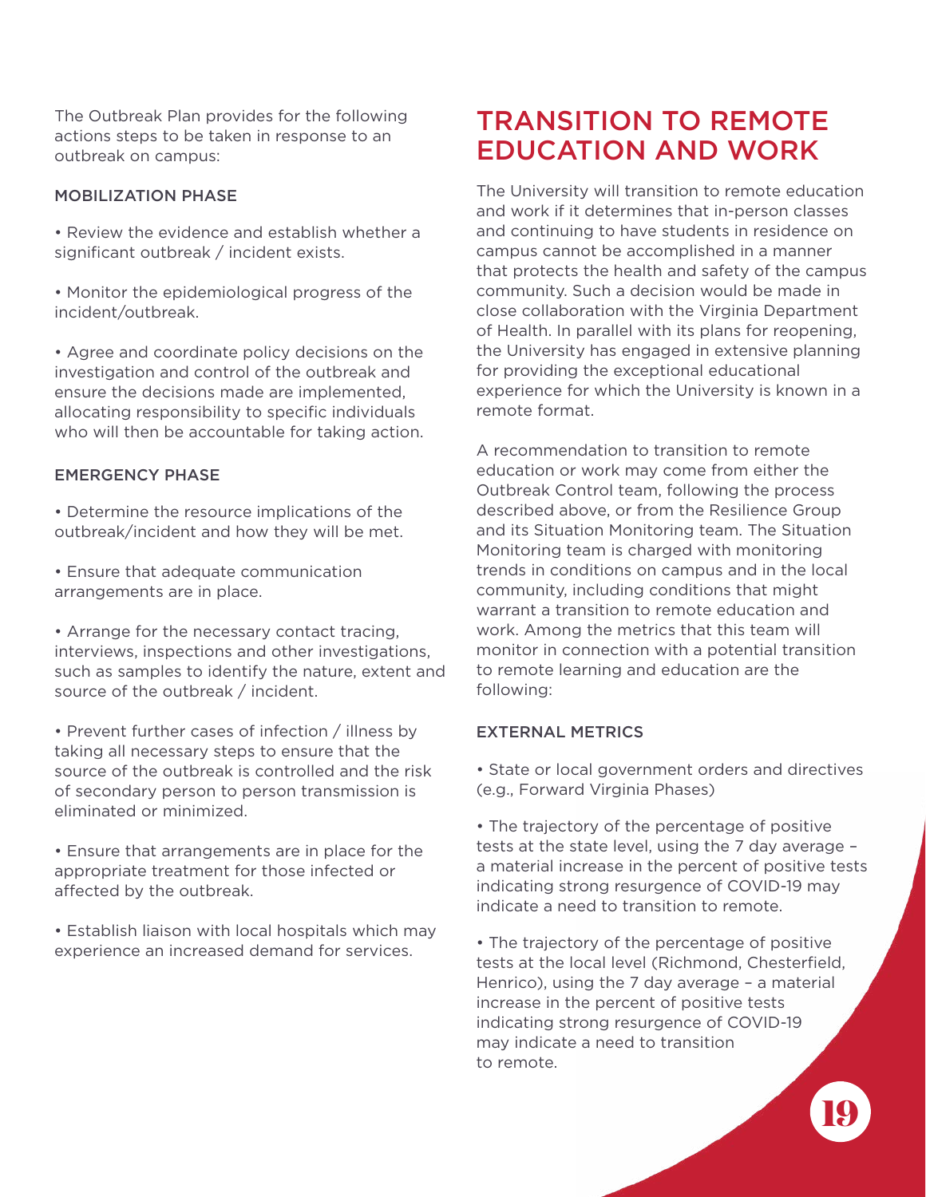The Outbreak Plan provides for the following actions steps to be taken in response to an outbreak on campus:

### MOBILIZATION PHASE

- Review the evidence and establish whether a significant outbreak / incident exists.
- Monitor the epidemiological progress of the incident/outbreak.
- Agree and coordinate policy decisions on the investigation and control of the outbreak and ensure the decisions made are implemented, allocating responsibility to specific individuals who will then be accountable for taking action.

### EMERGENCY PHASE

- Determine the resource implications of the outbreak/incident and how they will be met.
- Ensure that adequate communication arrangements are in place.
- Arrange for the necessary contact tracing, interviews, inspections and other investigations, such as samples to identify the nature, extent and source of the outbreak / incident.
- Prevent further cases of infection / illness by taking all necessary steps to ensure that the source of the outbreak is controlled and the risk of secondary person to person transmission is eliminated or minimized.
- Ensure that arrangements are in place for the appropriate treatment for those infected or affected by the outbreak.
- Establish liaison with local hospitals which may experience an increased demand for services.

## TRANSITION TO REMOTE EDUCATION AND WORK

The University will transition to remote education and work if it determines that in-person classes and continuing to have students in residence on campus cannot be accomplished in a manner that protects the health and safety of the campus community. Such a decision would be made in close collaboration with the Virginia Department of Health. In parallel with its plans for reopening, the University has engaged in extensive planning for providing the exceptional educational experience for which the University is known in a remote format.

A recommendation to transition to remote education or work may come from either the Outbreak Control team, following the process described above, or from the Resilience Group and its Situation Monitoring team. The Situation Monitoring team is charged with monitoring trends in conditions on campus and in the local community, including conditions that might warrant a transition to remote education and work. Among the metrics that this team will monitor in connection with a potential transition to remote learning and education are the following:

### EXTERNAL METRICS

- State or local government orders and directives (e.g., Forward Virginia Phases)
- The trajectory of the percentage of positive tests at the state level, using the 7 day average – a material increase in the percent of positive tests indicating strong resurgence of COVID-19 may indicate a need to transition to remote.
- The trajectory of the percentage of positive tests at the local level (Richmond, Chesterfield, Henrico), using the 7 day average – a material increase in the percent of positive tests indicating strong resurgence of COVID-19 may indicate a need to transition to remote.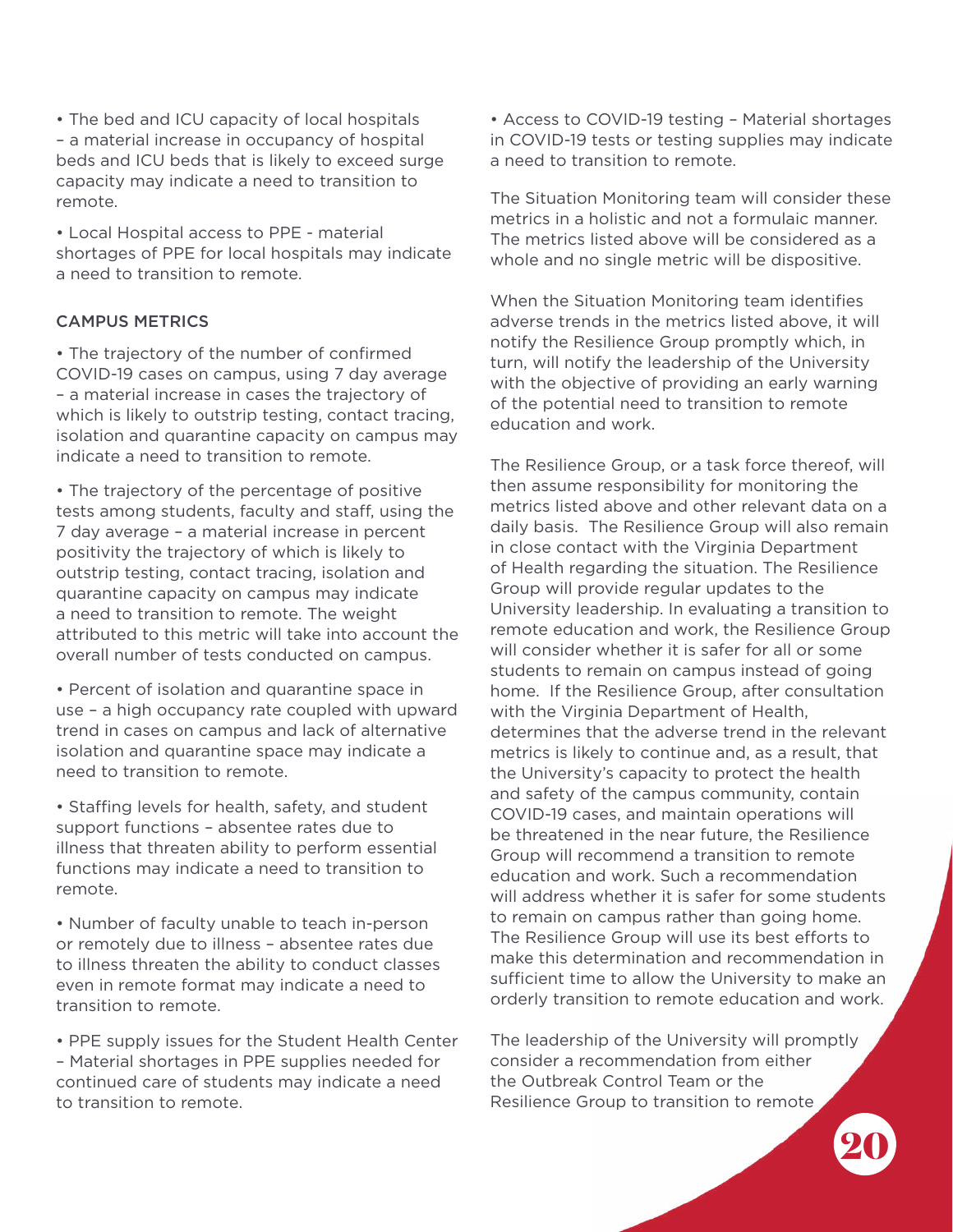- The bed and ICU capacity of local hospitals – a material increase in occupancy of hospital beds and ICU beds that is likely to exceed surge capacity may indicate a need to transition to remote.
- Local Hospital access to PPE - material shortages of PPE for local hospitals may indicate a need to transition to remote.

CAMPUS METRICS

- The trajectory of the number of confirmed COVID-19 cases on campus, using 7 day average – a material increase in cases the trajectory of which is likely to outstrip testing, contact tracing, isolation and quarantine capacity on campus may indicate a need to transition to remote.
- The trajectory of the percentage of positive tests among students, faculty and staff, using the 7 day average – a material increase in percent positivity the trajectory of which is likely to outstrip testing, contact tracing, isolation and quarantine capacity on campus may indicate a need to transition to remote. The weight attributed to this metric will take into account the overall number of tests conducted on campus.
- Percent of isolation and quarantine space in use – a high occupancy rate coupled with upward trend in cases on campus and lack of alternative isolation and quarantine space may indicate a need to transition to remote.
- Staffing levels for health, safety, and student support functions – absentee rates due to illness that threaten ability to perform essential functions may indicate a need to transition to remote.
- Number of faculty unable to teach in-person or remotely due to illness – absentee rates due to illness threaten the ability to conduct classes even in remote format may indicate a need to transition to remote.
- PPE supply issues for the Student Health Center – Material shortages in PPE supplies needed for continued care of students may indicate a need to transition to remote.
- Access to COVID-19 testing – Material shortages in COVID-19 tests or testing supplies may indicate a need to transition to remote.

The Situation Monitoring team will consider these metrics in a holistic and not a formulaic manner. The metrics listed above will be considered as a whole and no single metric will be dispositive.

When the Situation Monitoring team identifies adverse trends in the metrics listed above, it will notify the Resilience Group promptly which, in turn, will notify the leadership of the University with the objective of providing an early warning of the potential need to transition to remote education and work.

The Resilience Group, or a task force thereof, will then assume responsibility for monitoring the metrics listed above and other relevant data on a daily basis. The Resilience Group will also remain in close contact with the Virginia Department of Health regarding the situation. The Resilience Group will provide regular updates to the University leadership. In evaluating a transition to remote education and work, the Resilience Group will consider whether it is safer for all or some students to remain on campus instead of going home. If the Resilience Group, after consultation with the Virginia Department of Health, determines that the adverse trend in the relevant metrics is likely to continue and, as a result, that the University's capacity to protect the health and safety of the campus community, contain COVID-19 cases, and maintain operations will be threatened in the near future, the Resilience Group will recommend a transition to remote education and work. Such a recommendation will address whether it is safer for some students to remain on campus rather than going home. The Resilience Group will use its best efforts to make this determination and recommendation in sufficient time to allow the University to make an orderly transition to remote education and work.

The leadership of the University will promptly consider a recommendation from either the Outbreak Control Team or the Resilience Group to transition to remote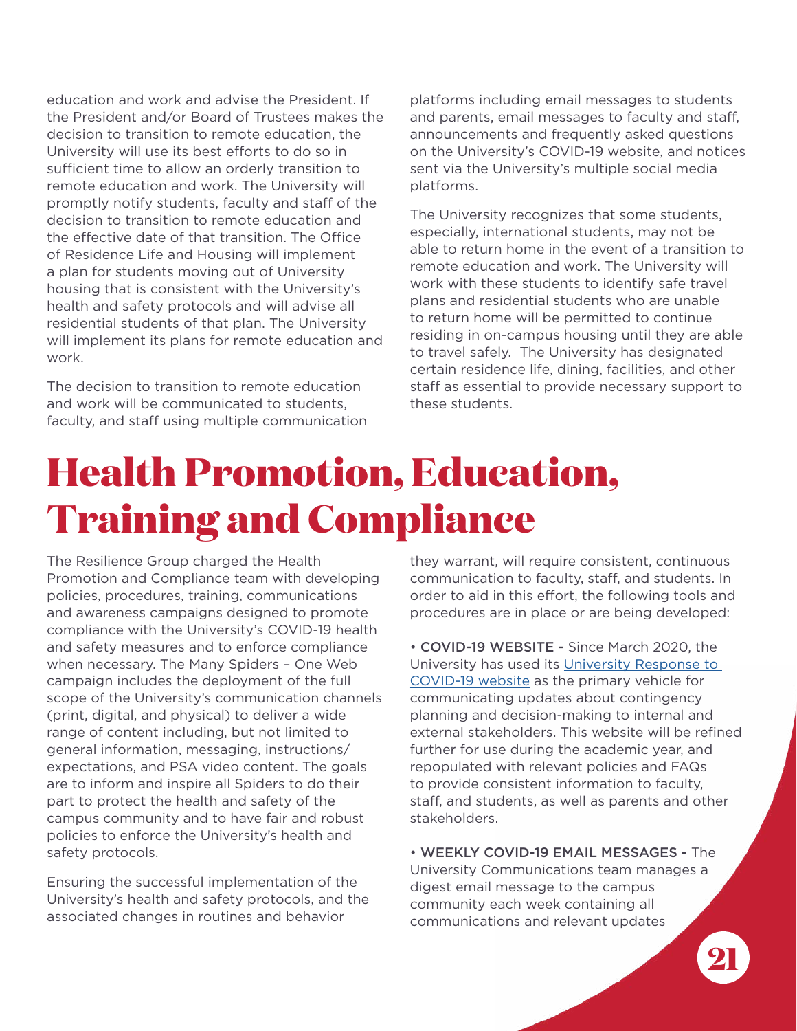education and work and advise the President. If the President and/or Board of Trustees makes the decision to transition to remote education, the University will use its best efforts to do so in sufficient time to allow an orderly transition to remote education and work. The University will promptly notify students, faculty and staff of the decision to transition to remote education and the effective date of that transition. The Office of Residence Life and Housing will implement a plan for students moving out of University housing that is consistent with the University's health and safety protocols and will advise all residential students of that plan. The University will implement its plans for remote education and work.

The decision to transition to remote education and work will be communicated to students, faculty, and staff using multiple communication platforms including email messages to students and parents, email messages to faculty and staff, announcements and frequently asked questions on the University's COVID-19 website, and notices sent via the University's multiple social media platforms.

The University recognizes that some students, especially, international students, may not be able to return home in the event of a transition to remote education and work. The University will work with these students to identify safe travel plans and residential students who are unable to return home will be permitted to continue residing in on-campus housing until they are able to travel safely. The University has designated certain residence life, dining, facilities, and other staff as essential to provide necessary support to these students.

# Health Promotion, Education, Training and Compliance

The Resilience Group charged the Health Promotion and Compliance team with developing policies, procedures, training, communications and awareness campaigns designed to promote compliance with the University's COVID-19 health and safety measures and to enforce compliance when necessary. The Many Spiders – One Web campaign includes the deployment of the full scope of the University's communication channels (print, digital, and physical) to deliver a wide range of content including, but not limited to general information, messaging, instructions/expectations, and PSA video content. The goals are to inform and inspire all Spiders to do their part to protect the health and safety of the campus community and to have fair and robust policies to enforce the University's health and safety protocols.

Ensuring the successful implementation of the University's health and safety protocols, and the associated changes in routines and behavior they warrant, will require consistent, continuous communication to faculty, staff, and students. In order to aid in this effort, the following tools and procedures are in place or are being developed:

- **COVID-19 WEBSITE -** Since March 2020, the University has used its [University Response to COVID-19 website]() as the primary vehicle for communicating updates about contingency planning and decision-making to internal and external stakeholders. This website will be refined further for use during the academic year, and repopulated with relevant policies and FAQs to provide consistent information to faculty, staff, and students, as well as parents and other stakeholders.

- **WEEKLY COVID-19 EMAIL MESSAGES -** The University Communications team manages a digest email message to the campus community each week containing all communications and relevant updates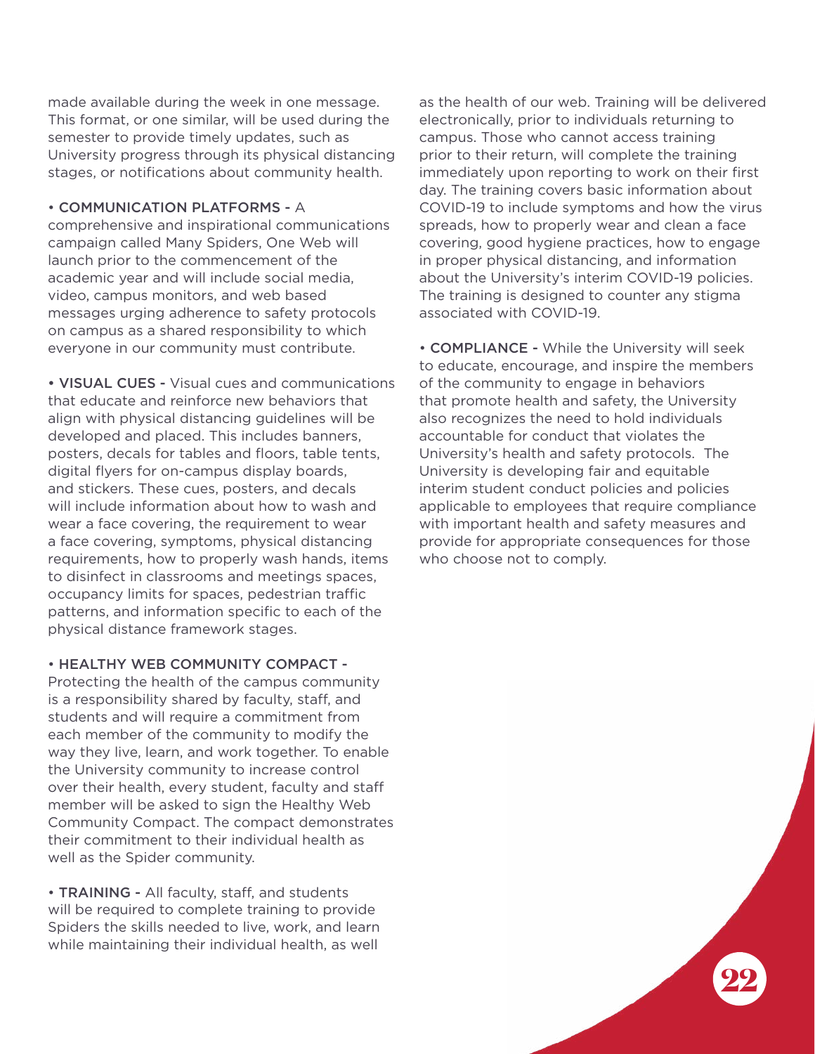made available during the week in one message. This format, or one similar, will be used during the semester to provide timely updates, such as University progress through its physical distancing stages, or notifications about community health.

- COMMUNICATION PLATFORMS - A comprehensive and inspirational communications campaign called Many Spiders, One Web will launch prior to the commencement of the academic year and will include social media, video, campus monitors, and web based messages urging adherence to safety protocols on campus as a shared responsibility to which everyone in our community must contribute.

- VISUAL CUES - Visual cues and communications that educate and reinforce new behaviors that align with physical distancing guidelines will be developed and placed. This includes banners, posters, decals for tables and floors, table tents, digital flyers for on-campus display boards, and stickers. These cues, posters, and decals will include information about how to wash and wear a face covering, the requirement to wear a face covering, symptoms, physical distancing requirements, how to properly wash hands, items to disinfect in classrooms and meetings spaces, occupancy limits for spaces, pedestrian traffic patterns, and information specific to each of the physical distance framework stages.

- HEALTHY WEB COMMUNITY COMPACT - Protecting the health of the campus community is a responsibility shared by faculty, staff, and students and will require a commitment from each member of the community to modify the way they live, learn, and work together. To enable the University community to increase control over their health, every student, faculty and staff member will be asked to sign the Healthy Web Community Compact. The compact demonstrates their commitment to their individual health as well as the Spider community.

- TRAINING - All faculty, staff, and students will be required to complete training to provide Spiders the skills needed to live, work, and learn while maintaining their individual health, as well as the health of our web. Training will be delivered electronically, prior to individuals returning to campus. Those who cannot access training prior to their return, will complete the training immediately upon reporting to work on their first day. The training covers basic information about COVID-19 to include symptoms and how the virus spreads, how to properly wear and clean a face covering, good hygiene practices, how to engage in proper physical distancing, and information about the University's interim COVID-19 policies. The training is designed to counter any stigma associated with COVID-19.

- COMPLIANCE - While the University will seek to educate, encourage, and inspire the members of the community to engage in behaviors that promote health and safety, the University also recognizes the need to hold individuals accountable for conduct that violates the University's health and safety protocols. The University is developing fair and equitable interim student conduct policies and policies applicable to employees that require compliance with important health and safety measures and provide for appropriate consequences for those who choose not to comply.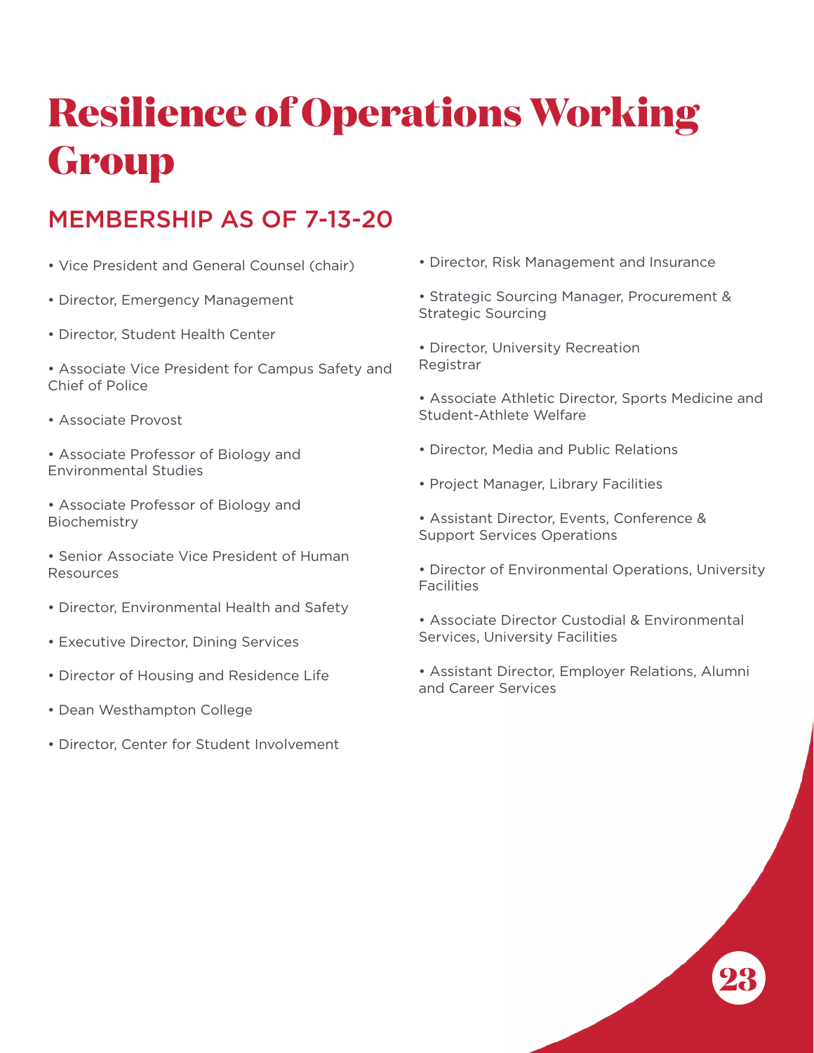# Resilience of Operations Working Group

## MEMBERSHIP AS OF 7-13-20

- Vice President and General Counsel (chair)
- Director, Emergency Management
- Director, Student Health Center
- Associate Vice President for Campus Safety and Chief of Police
- Associate Provost
- Associate Professor of Biology and Environmental Studies
- Associate Professor of Biology and Biochemistry
- Senior Associate Vice President of Human Resources
- Director, Environmental Health and Safety
- Executive Director, Dining Services
- Director of Housing and Residence Life
- Dean Westhampton College
- Director, Center for Student Involvement
- Director, Risk Management and Insurance
- Strategic Sourcing Manager, Procurement & Strategic Sourcing
- Director, University Recreation
  Registrar
- Associate Athletic Director, Sports Medicine and Student-Athlete Welfare
- Director, Media and Public Relations
- Project Manager, Library Facilities
- Assistant Director, Events, Conference & Support Services Operations
- Director of Environmental Operations, University Facilities
- Associate Director Custodial & Environmental Services, University Facilities
- Assistant Director, Employer Relations, Alumni and Career Services